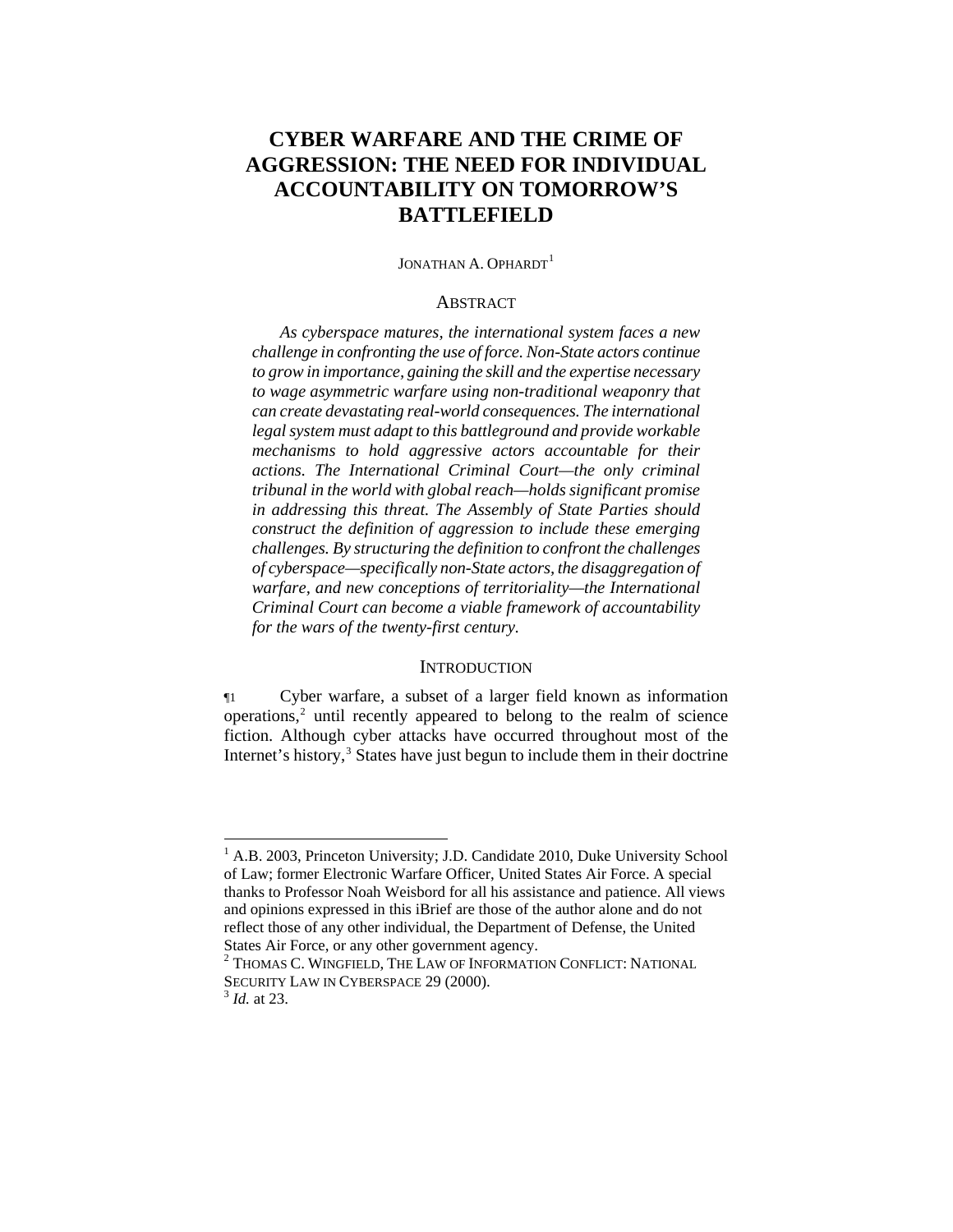# CYBER WARFARE AND THE CRIME OF AGGRESSION: THE NEED FOR INDIVIDUAL ACCOUNTABILITY ON TOMORROW'S BATTLEFIELD

JONATHAN A. OPHARDT[1]

## ABSTRACT

*As cyberspace matures, the international system faces a new challenge in confronting the use of force. Non-State actors continue to grow in importance, gaining the skill and the expertise necessary to wage asymmetric warfare using non-traditional weaponry that can create devastating real-world consequences. The international legal system must adapt to this battleground and provide workable mechanisms to hold aggressive actors accountable for their actions. The International Criminal Court—the only criminal tribunal in the world with global reach—holds significant promise in addressing this threat. The Assembly of State Parties should construct the definition of aggression to include these emerging challenges. By structuring the definition to confront the challenges of cyberspace—specifically non-State actors, the disaggregation of warfare, and new conceptions of territoriality—the International Criminal Court can become a viable framework of accountability for the wars of the twenty-first century.*

## INTRODUCTION

¶1 Cyber warfare, a subset of a larger field known as information operations,[2] until recently appeared to belong to the realm of science fiction. Although cyber attacks have occurred throughout most of the Internet's history,[3] States have just begun to include them in their doctrine

---

[1] A.B. 2003, Princeton University; J.D. Candidate 2010, Duke University School of Law; former Electronic Warfare Officer, United States Air Force. A special thanks to Professor Noah Weisbord for all his assistance and patience. All views and opinions expressed in this iBrief are those of the author alone and do not reflect those of any other individual, the Department of Defense, the United States Air Force, or any other government agency.

[2] THOMAS C. WINGFIELD, THE LAW OF INFORMATION CONFLICT: NATIONAL SECURITY LAW IN CYBERSPACE 29 (2000).

[3] *Id.* at 23.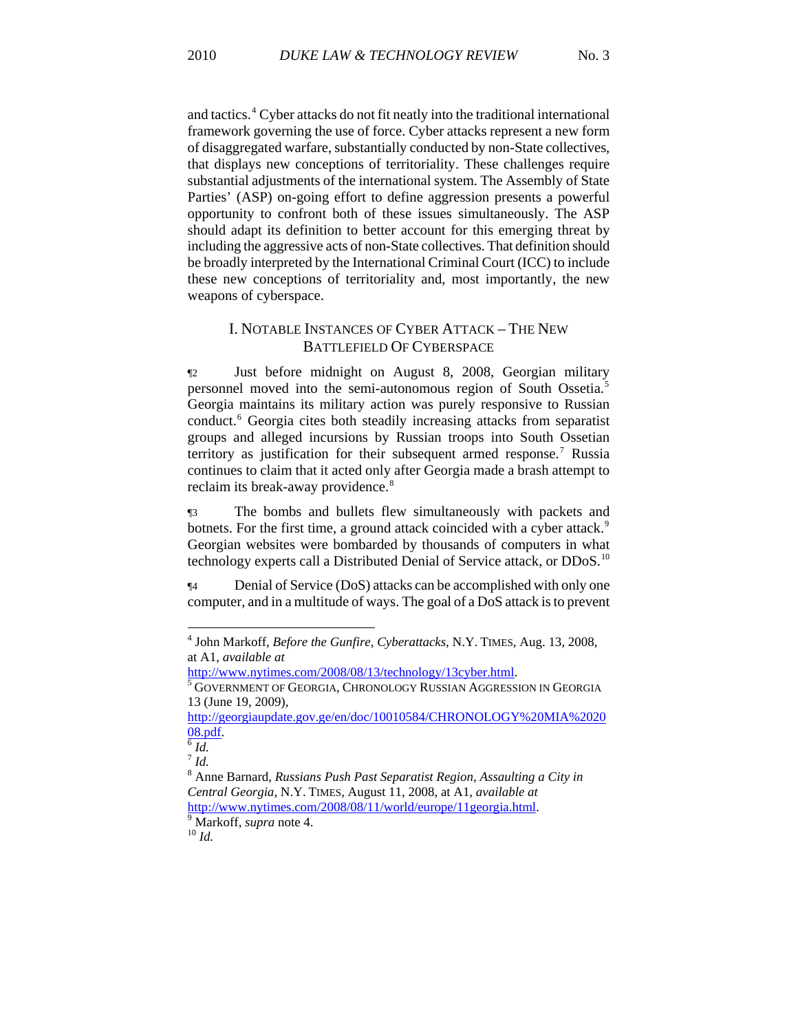and tactics.[4] Cyber attacks do not fit neatly into the traditional international framework governing the use of force. Cyber attacks represent a new form of disaggregated warfare, substantially conducted by non-State collectives, that displays new conceptions of territoriality. These challenges require substantial adjustments of the international system. The Assembly of State Parties' (ASP) on-going effort to define aggression presents a powerful opportunity to confront both of these issues simultaneously. The ASP should adapt its definition to better account for this emerging threat by including the aggressive acts of non-State collectives. That definition should be broadly interpreted by the International Criminal Court (ICC) to include these new conceptions of territoriality and, most importantly, the new weapons of cyberspace.

## I. Notable Instances of Cyber Attack – The New Battlefield Of Cyberspace

¶2 Just before midnight on August 8, 2008, Georgian military personnel moved into the semi-autonomous region of South Ossetia.[5] Georgia maintains its military action was purely responsive to Russian conduct.[6] Georgia cites both steadily increasing attacks from separatist groups and alleged incursions by Russian troops into South Ossetian territory as justification for their subsequent armed response.[7] Russia continues to claim that it acted only after Georgia made a brash attempt to reclaim its break-away providence.[8]

¶3 The bombs and bullets flew simultaneously with packets and botnets. For the first time, a ground attack coincided with a cyber attack.[9] Georgian websites were bombarded by thousands of computers in what technology experts call a Distributed Denial of Service attack, or DDoS.[10]

¶4 Denial of Service (DoS) attacks can be accomplished with only one computer, and in a multitude of ways. The goal of a DoS attack is to prevent

---

[4] John Markoff, *Before the Gunfire, Cyberattacks*, N.Y. Times, Aug. 13, 2008, at A1, *available at* http://www.nytimes.com/2008/08/13/technology/13cyber.html.

[5] Government of Georgia, Chronology Russian Aggression in Georgia 13 (June 19, 2009), http://georgiaupdate.gov.ge/en/doc/10010584/CHRONOLOGY%20MIA%202008.pdf.

[6] *Id.*

[7] *Id.*

[8] Anne Barnard, *Russians Push Past Separatist Region, Assaulting a City in Central Georgia*, N.Y. Times, August 11, 2008, at A1, *available at* http://www.nytimes.com/2008/08/11/world/europe/11georgia.html.

[9] Markoff, *supra* note 4.

[10] *Id.*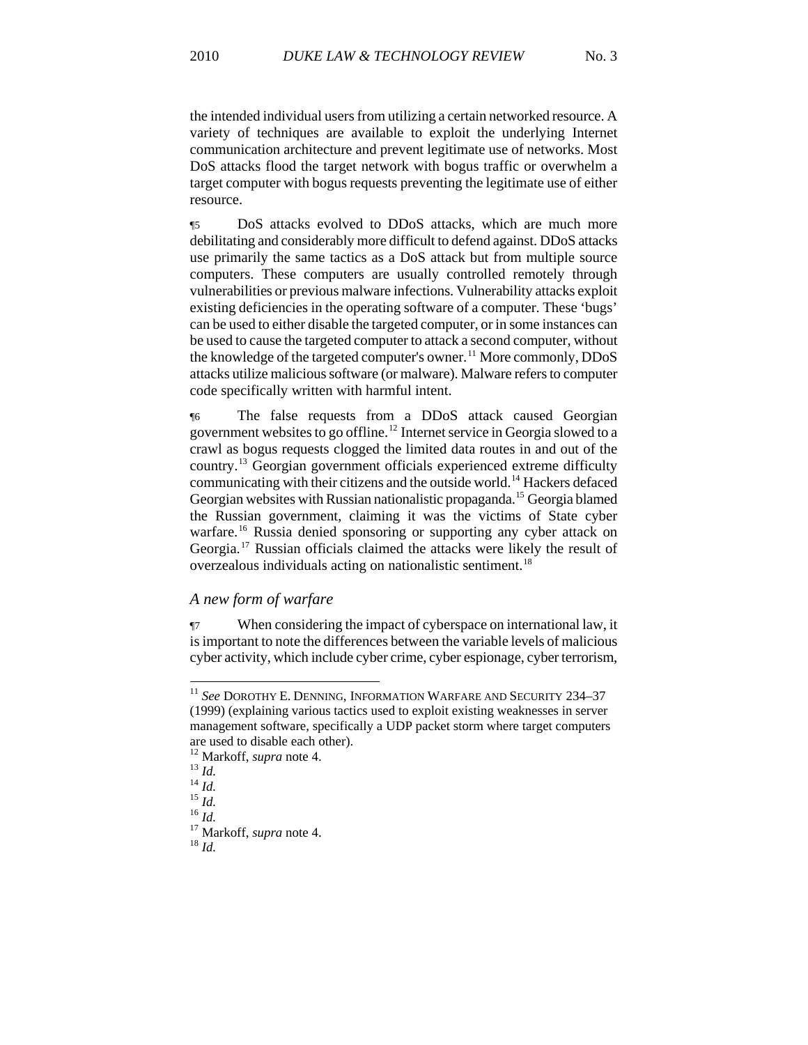the intended individual users from utilizing a certain networked resource. A variety of techniques are available to exploit the underlying Internet communication architecture and prevent legitimate use of networks. Most DoS attacks flood the target network with bogus traffic or overwhelm a target computer with bogus requests preventing the legitimate use of either resource.

¶5 DoS attacks evolved to DDoS attacks, which are much more debilitating and considerably more difficult to defend against. DDoS attacks use primarily the same tactics as a DoS attack but from multiple source computers. These computers are usually controlled remotely through vulnerabilities or previous malware infections. Vulnerability attacks exploit existing deficiencies in the operating software of a computer. These 'bugs' can be used to either disable the targeted computer, or in some instances can be used to cause the targeted computer to attack a second computer, without the knowledge of the targeted computer's owner.[11] More commonly, DDoS attacks utilize malicious software (or malware). Malware refers to computer code specifically written with harmful intent.

¶6 The false requests from a DDoS attack caused Georgian government websites to go offline.[12] Internet service in Georgia slowed to a crawl as bogus requests clogged the limited data routes in and out of the country.[13] Georgian government officials experienced extreme difficulty communicating with their citizens and the outside world.[14] Hackers defaced Georgian websites with Russian nationalistic propaganda.[15] Georgia blamed the Russian government, claiming it was the victims of State cyber warfare.[16] Russia denied sponsoring or supporting any cyber attack on Georgia.[17] Russian officials claimed the attacks were likely the result of overzealous individuals acting on nationalistic sentiment.[18]

### *A new form of warfare*

¶7 When considering the impact of cyberspace on international law, it is important to note the differences between the variable levels of malicious cyber activity, which include cyber crime, cyber espionage, cyber terrorism,

---

[11] *See* DOROTHY E. DENNING, INFORMATION WARFARE AND SECURITY 234–37 (1999) (explaining various tactics used to exploit existing weaknesses in server management software, specifically a UDP packet storm where target computers are used to disable each other).

[12] Markoff, *supra* note 4.

[13] *Id.*

[14] *Id.*

[15] *Id.*

[16] *Id.*

[17] Markoff, *supra* note 4.

[18] *Id.*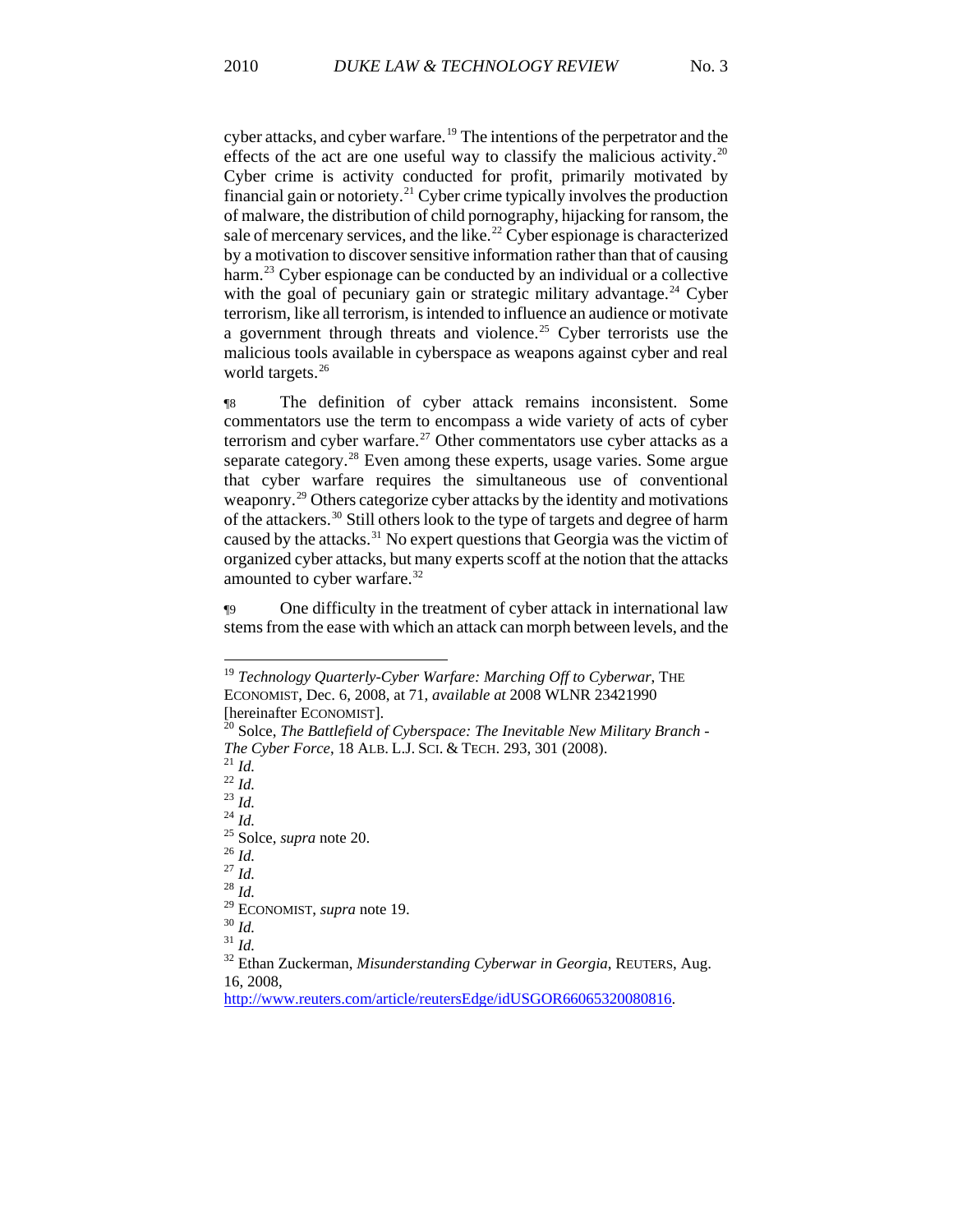cyber attacks, and cyber warfare.[19] The intentions of the perpetrator and the effects of the act are one useful way to classify the malicious activity.[20] Cyber crime is activity conducted for profit, primarily motivated by financial gain or notoriety.[21] Cyber crime typically involves the production of malware, the distribution of child pornography, hijacking for ransom, the sale of mercenary services, and the like.[22] Cyber espionage is characterized by a motivation to discover sensitive information rather than that of causing harm.[23] Cyber espionage can be conducted by an individual or a collective with the goal of pecuniary gain or strategic military advantage.[24] Cyber terrorism, like all terrorism, is intended to influence an audience or motivate a government through threats and violence.[25] Cyber terrorists use the malicious tools available in cyberspace as weapons against cyber and real world targets.[26]

¶8 The definition of cyber attack remains inconsistent. Some commentators use the term to encompass a wide variety of acts of cyber terrorism and cyber warfare.[27] Other commentators use cyber attacks as a separate category.[28] Even among these experts, usage varies. Some argue that cyber warfare requires the simultaneous use of conventional weaponry.[29] Others categorize cyber attacks by the identity and motivations of the attackers.[30] Still others look to the type of targets and degree of harm caused by the attacks.[31] No expert questions that Georgia was the victim of organized cyber attacks, but many experts scoff at the notion that the attacks amounted to cyber warfare.[32]

¶9 One difficulty in the treatment of cyber attack in international law stems from the ease with which an attack can morph between levels, and the

---

[19] *Technology Quarterly-Cyber Warfare: Marching Off to Cyberwar*, THE ECONOMIST, Dec. 6, 2008, at 71, *available at* 2008 WLNR 23421990 [hereinafter ECONOMIST].

[20] Solce, *The Battlefield of Cyberspace: The Inevitable New Military Branch - The Cyber Force*, 18 ALB. L.J. SCI. & TECH. 293, 301 (2008).

[21] *Id.*

[22] *Id.*

[23] *Id.*

[24] *Id.*

[25] Solce, *supra* note 20.

[26] *Id.*

[27] *Id.*

[28] *Id.*

[29] ECONOMIST, *supra* note 19.

[30] *Id.*

[31] *Id.*

[32] Ethan Zuckerman, *Misunderstanding Cyberwar in Georgia*, REUTERS, Aug. 16, 2008, http://www.reuters.com/article/reutersEdge/idUSGOR66065320080816.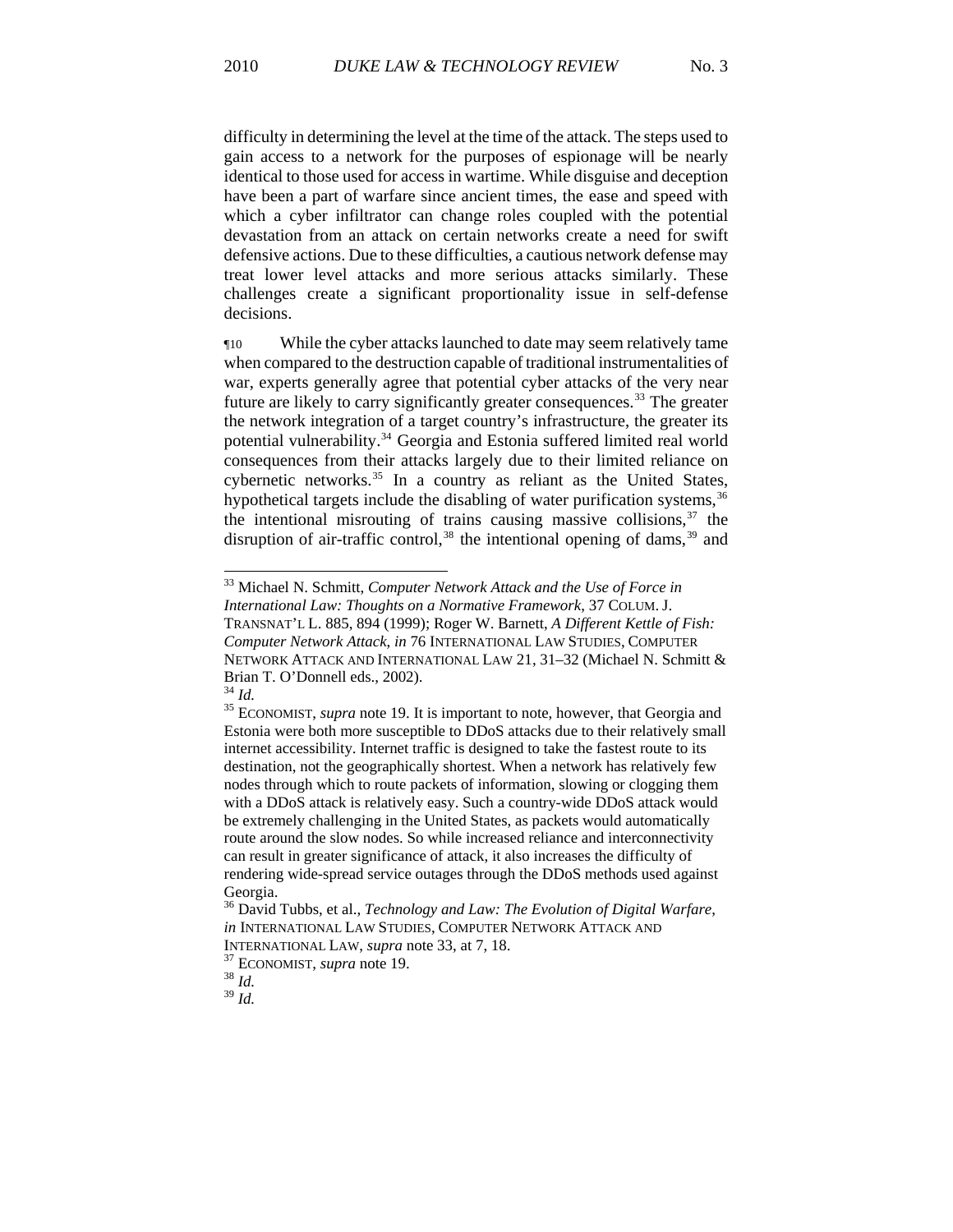difficulty in determining the level at the time of the attack. The steps used to gain access to a network for the purposes of espionage will be nearly identical to those used for access in wartime. While disguise and deception have been a part of warfare since ancient times, the ease and speed with which a cyber infiltrator can change roles coupled with the potential devastation from an attack on certain networks create a need for swift defensive actions. Due to these difficulties, a cautious network defense may treat lower level attacks and more serious attacks similarly. These challenges create a significant proportionality issue in self-defense decisions.

¶10 While the cyber attacks launched to date may seem relatively tame when compared to the destruction capable of traditional instrumentalities of war, experts generally agree that potential cyber attacks of the very near future are likely to carry significantly greater consequences.[33] The greater the network integration of a target country's infrastructure, the greater its potential vulnerability.[34] Georgia and Estonia suffered limited real world consequences from their attacks largely due to their limited reliance on cybernetic networks.[35] In a country as reliant as the United States, hypothetical targets include the disabling of water purification systems,[36] the intentional misrouting of trains causing massive collisions,[37] the disruption of air-traffic control,[38] the intentional opening of dams,[39] and

---

[33] Michael N. Schmitt, *Computer Network Attack and the Use of Force in International Law: Thoughts on a Normative Framework*, 37 COLUM. J. TRANSNAT'L L. 885, 894 (1999); Roger W. Barnett, *A Different Kettle of Fish: Computer Network Attack*, *in* 76 INTERNATIONAL LAW STUDIES, COMPUTER NETWORK ATTACK AND INTERNATIONAL LAW 21, 31–32 (Michael N. Schmitt & Brian T. O'Donnell eds., 2002).

[34] *Id.*

[35] ECONOMIST, *supra* note 19. It is important to note, however, that Georgia and Estonia were both more susceptible to DDoS attacks due to their relatively small internet accessibility. Internet traffic is designed to take the fastest route to its destination, not the geographically shortest. When a network has relatively few nodes through which to route packets of information, slowing or clogging them with a DDoS attack is relatively easy. Such a country-wide DDoS attack would be extremely challenging in the United States, as packets would automatically route around the slow nodes. So while increased reliance and interconnectivity can result in greater significance of attack, it also increases the difficulty of rendering wide-spread service outages through the DDoS methods used against Georgia.

[36] David Tubbs, et al., *Technology and Law: The Evolution of Digital Warfare*, *in* INTERNATIONAL LAW STUDIES, COMPUTER NETWORK ATTACK AND INTERNATIONAL LAW, *supra* note 33, at 7, 18.

[37] ECONOMIST, *supra* note 19.

[38] *Id.*

[39] *Id.*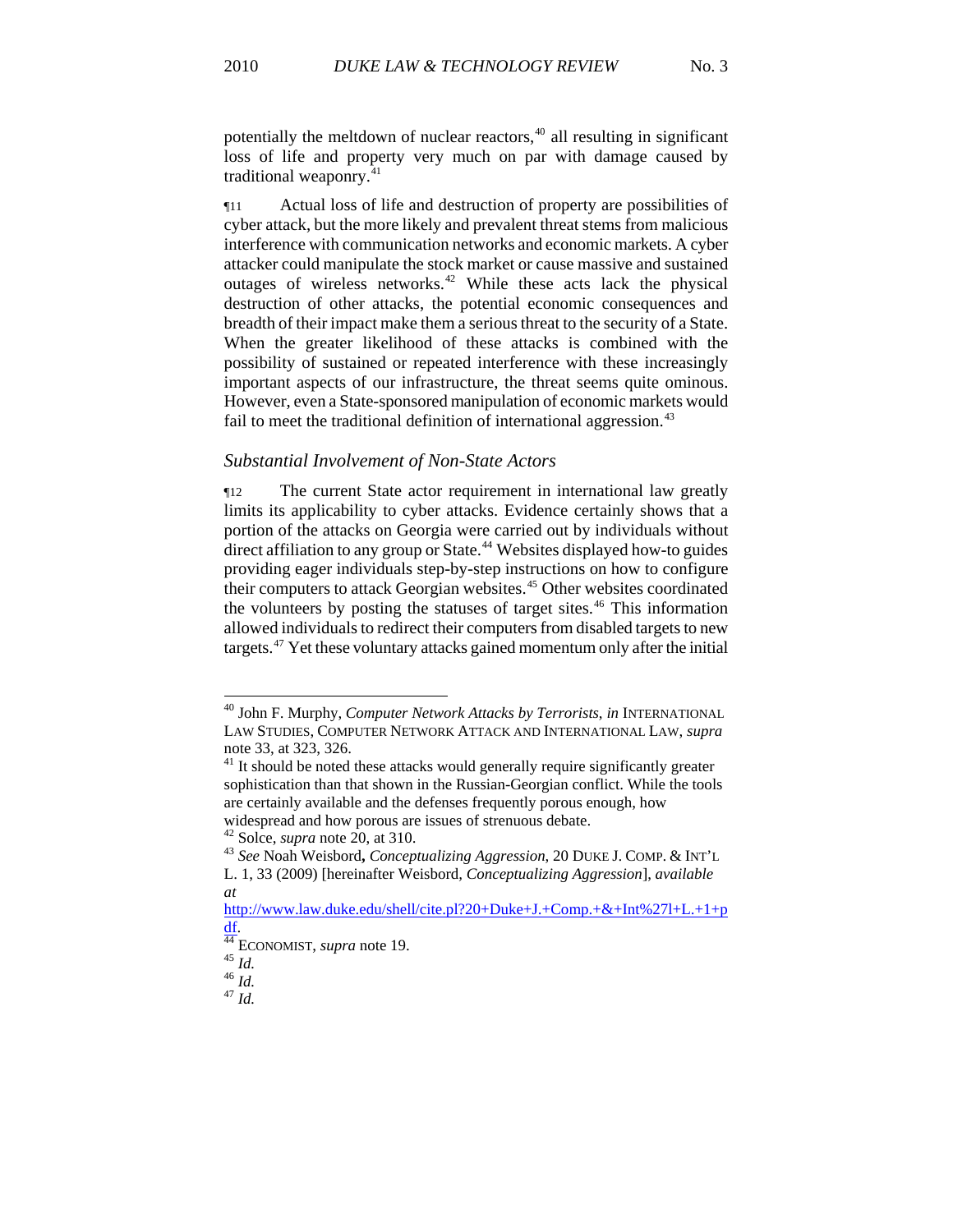potentially the meltdown of nuclear reactors,[40] all resulting in significant loss of life and property very much on par with damage caused by traditional weaponry.[41]

¶11 Actual loss of life and destruction of property are possibilities of cyber attack, but the more likely and prevalent threat stems from malicious interference with communication networks and economic markets. A cyber attacker could manipulate the stock market or cause massive and sustained outages of wireless networks.[42] While these acts lack the physical destruction of other attacks, the potential economic consequences and breadth of their impact make them a serious threat to the security of a State. When the greater likelihood of these attacks is combined with the possibility of sustained or repeated interference with these increasingly important aspects of our infrastructure, the threat seems quite ominous. However, even a State-sponsored manipulation of economic markets would fail to meet the traditional definition of international aggression.[43]

### *Substantial Involvement of Non-State Actors*

¶12 The current State actor requirement in international law greatly limits its applicability to cyber attacks. Evidence certainly shows that a portion of the attacks on Georgia were carried out by individuals without direct affiliation to any group or State.[44] Websites displayed how-to guides providing eager individuals step-by-step instructions on how to configure their computers to attack Georgian websites.[45] Other websites coordinated the volunteers by posting the statuses of target sites.[46] This information allowed individuals to redirect their computers from disabled targets to new targets.[47] Yet these voluntary attacks gained momentum only after the initial

---

[40] John F. Murphy, *Computer Network Attacks by Terrorists*, *in* INTERNATIONAL LAW STUDIES, COMPUTER NETWORK ATTACK AND INTERNATIONAL LAW, *supra* note 33, at 323, 326.

[41] It should be noted these attacks would generally require significantly greater sophistication than that shown in the Russian-Georgian conflict. While the tools are certainly available and the defenses frequently porous enough, how widespread and how porous are issues of strenuous debate.

[42] Solce, *supra* note 20, at 310.

[43] *See* Noah Weisbord**,** *Conceptualizing Aggression*, 20 DUKE J. COMP. & INT'L L. 1, 33 (2009) [hereinafter Weisbord, *Conceptualizing Aggression*], *available at* http://www.law.duke.edu/shell/cite.pl?20+Duke+J.+Comp.+&+Int%27l+L.+1+pdf.

[44] ECONOMIST, *supra* note 19.

[45] *Id.*

[46] *Id.*

[47] *Id.*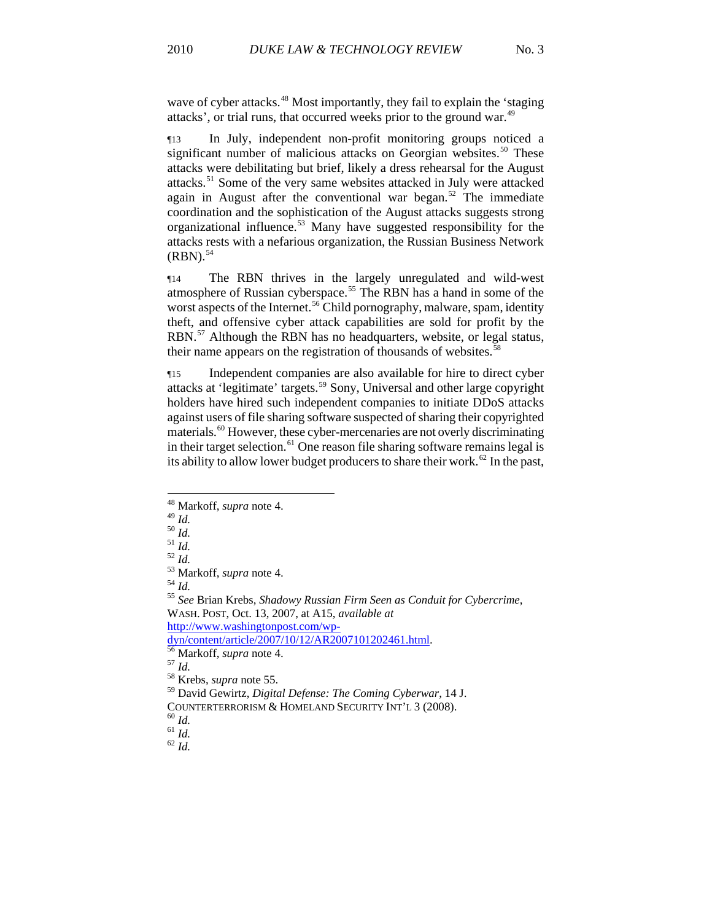wave of cyber attacks.[48] Most importantly, they fail to explain the 'staging attacks', or trial runs, that occurred weeks prior to the ground war.[49]

¶13 In July, independent non-profit monitoring groups noticed a significant number of malicious attacks on Georgian websites.[50] These attacks were debilitating but brief, likely a dress rehearsal for the August attacks.[51] Some of the very same websites attacked in July were attacked again in August after the conventional war began.[52] The immediate coordination and the sophistication of the August attacks suggests strong organizational influence.[53] Many have suggested responsibility for the attacks rests with a nefarious organization, the Russian Business Network (RBN).[54]

¶14 The RBN thrives in the largely unregulated and wild-west atmosphere of Russian cyberspace.[55] The RBN has a hand in some of the worst aspects of the Internet.[56] Child pornography, malware, spam, identity theft, and offensive cyber attack capabilities are sold for profit by the RBN.[57] Although the RBN has no headquarters, website, or legal status, their name appears on the registration of thousands of websites.[58]

¶15 Independent companies are also available for hire to direct cyber attacks at 'legitimate' targets.[59] Sony, Universal and other large copyright holders have hired such independent companies to initiate DDoS attacks against users of file sharing software suspected of sharing their copyrighted materials.[60] However, these cyber-mercenaries are not overly discriminating in their target selection.[61] One reason file sharing software remains legal is its ability to allow lower budget producers to share their work.[62] In the past,

---

[48] Markoff, *supra* note 4.
[49] *Id.*
[50] *Id.*
[51] *Id.*
[52] *Id.*
[53] Markoff, *supra* note 4.
[54] *Id.*
[55] *See* Brian Krebs, *Shadowy Russian Firm Seen as Conduit for Cybercrime*, WASH. POST, Oct. 13, 2007, at A15, *available at* http://www.washingtonpost.com/wp-dyn/content/article/2007/10/12/AR2007101202461.html.
[56] Markoff, *supra* note 4.
[57] *Id.*
[58] Krebs, *supra* note 55.
[59] David Gewirtz, *Digital Defense: The Coming Cyberwar*, 14 J. COUNTERTERRORISM & HOMELAND SECURITY INT'L 3 (2008).
[60] *Id.*
[61] *Id.*
[62] *Id.*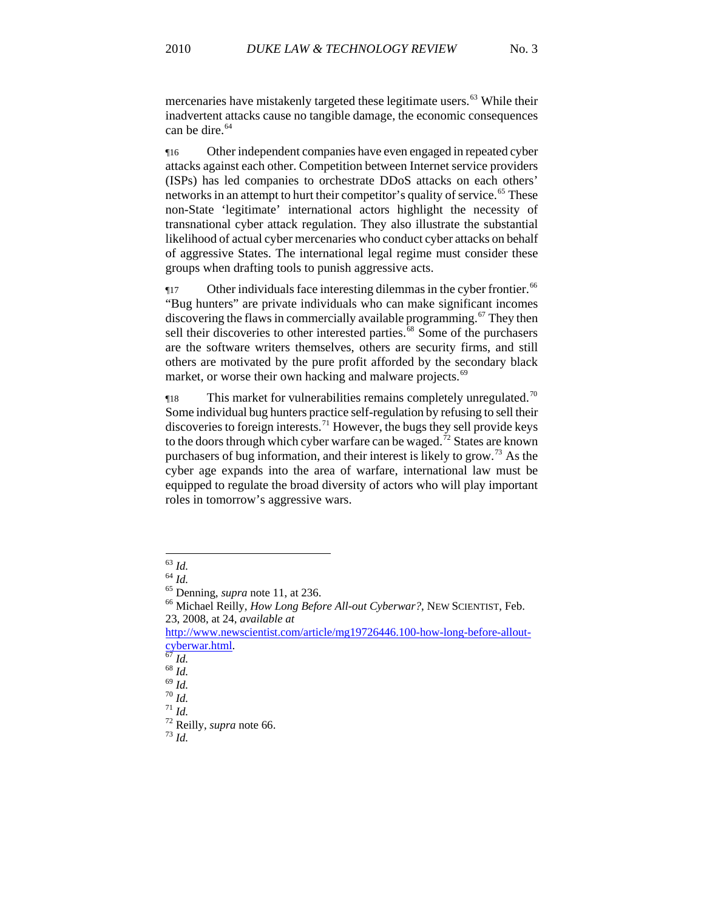mercenaries have mistakenly targeted these legitimate users.[63] While their inadvertent attacks cause no tangible damage, the economic consequences can be dire.[64]

¶16 Other independent companies have even engaged in repeated cyber attacks against each other. Competition between Internet service providers (ISPs) has led companies to orchestrate DDoS attacks on each others' networks in an attempt to hurt their competitor's quality of service.[65] These non-State 'legitimate' international actors highlight the necessity of transnational cyber attack regulation. They also illustrate the substantial likelihood of actual cyber mercenaries who conduct cyber attacks on behalf of aggressive States. The international legal regime must consider these groups when drafting tools to punish aggressive acts.

¶17 Other individuals face interesting dilemmas in the cyber frontier.[66] "Bug hunters" are private individuals who can make significant incomes discovering the flaws in commercially available programming.[67] They then sell their discoveries to other interested parties.[68] Some of the purchasers are the software writers themselves, others are security firms, and still others are motivated by the pure profit afforded by the secondary black market, or worse their own hacking and malware projects.[69]

¶18 This market for vulnerabilities remains completely unregulated.[70] Some individual bug hunters practice self-regulation by refusing to sell their discoveries to foreign interests.[71] However, the bugs they sell provide keys to the doors through which cyber warfare can be waged.[72] States are known purchasers of bug information, and their interest is likely to grow.[73] As the cyber age expands into the area of warfare, international law must be equipped to regulate the broad diversity of actors who will play important roles in tomorrow's aggressive wars.

---

[63] *Id.*

[64] *Id.*

[65] Denning, *supra* note 11, at 236.

[66] Michael Reilly, *How Long Before All-out Cyberwar?*, NEW SCIENTIST, Feb. 23, 2008, at 24, *available at* http://www.newscientist.com/article/mg19726446.100-how-long-before-allout-cyberwar.html.

[67] *Id.*

[68] *Id.*

[69] *Id.*

[70] *Id.*

[71] *Id.*

[72] Reilly, *supra* note 66.

[73] *Id.*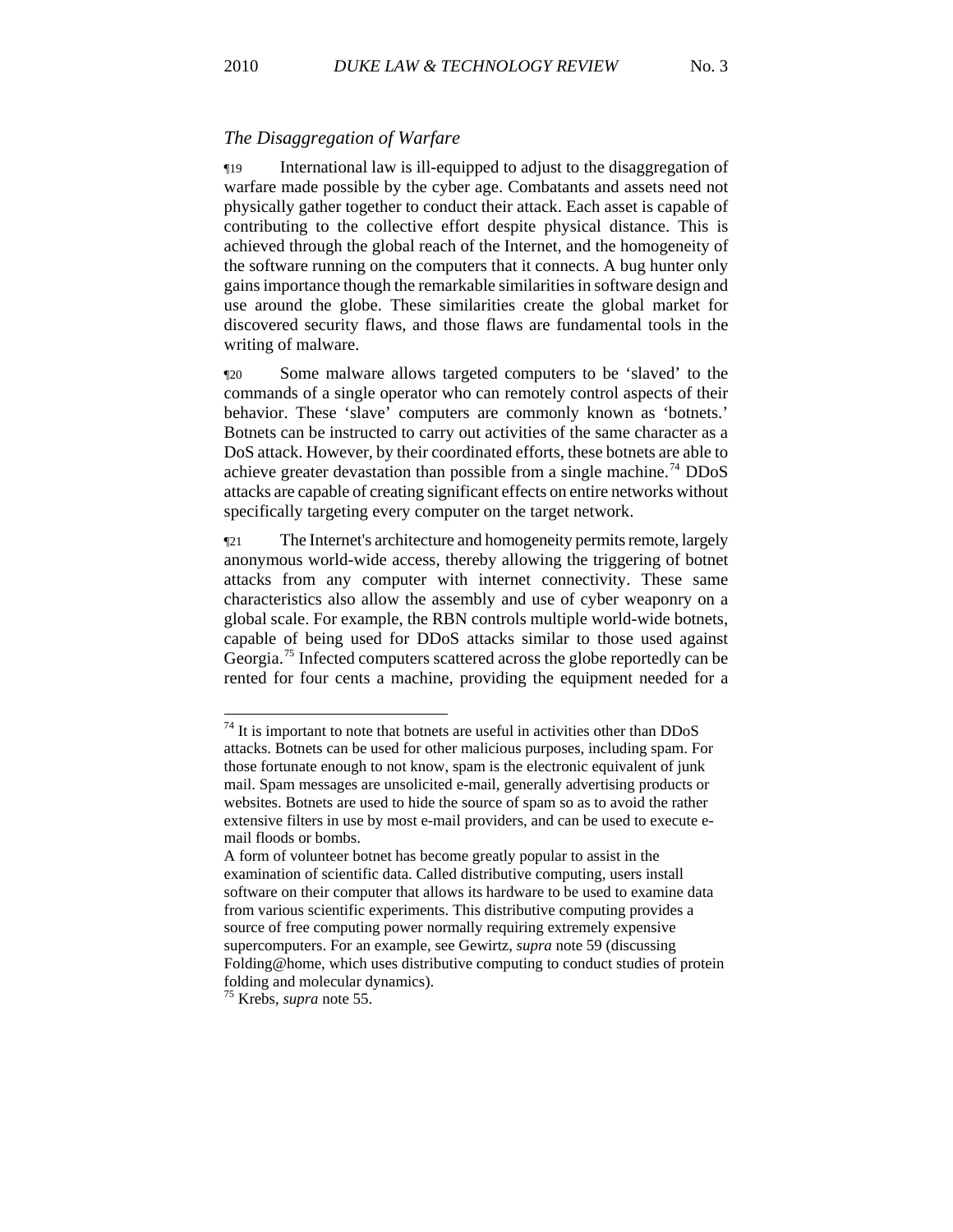*The Disaggregation of Warfare*

¶19 International law is ill-equipped to adjust to the disaggregation of warfare made possible by the cyber age. Combatants and assets need not physically gather together to conduct their attack. Each asset is capable of contributing to the collective effort despite physical distance. This is achieved through the global reach of the Internet, and the homogeneity of the software running on the computers that it connects. A bug hunter only gains importance though the remarkable similarities in software design and use around the globe. These similarities create the global market for discovered security flaws, and those flaws are fundamental tools in the writing of malware.

¶20 Some malware allows targeted computers to be 'slaved' to the commands of a single operator who can remotely control aspects of their behavior. These 'slave' computers are commonly known as 'botnets.' Botnets can be instructed to carry out activities of the same character as a DoS attack. However, by their coordinated efforts, these botnets are able to achieve greater devastation than possible from a single machine.[74] DDoS attacks are capable of creating significant effects on entire networks without specifically targeting every computer on the target network.

¶21 The Internet's architecture and homogeneity permits remote, largely anonymous world-wide access, thereby allowing the triggering of botnet attacks from any computer with internet connectivity. These same characteristics also allow the assembly and use of cyber weaponry on a global scale. For example, the RBN controls multiple world-wide botnets, capable of being used for DDoS attacks similar to those used against Georgia.[75] Infected computers scattered across the globe reportedly can be rented for four cents a machine, providing the equipment needed for a

---

[74] It is important to note that botnets are useful in activities other than DDoS attacks. Botnets can be used for other malicious purposes, including spam. For those fortunate enough to not know, spam is the electronic equivalent of junk mail. Spam messages are unsolicited e-mail, generally advertising products or websites. Botnets are used to hide the source of spam so as to avoid the rather extensive filters in use by most e-mail providers, and can be used to execute e-mail floods or bombs.

A form of volunteer botnet has become greatly popular to assist in the examination of scientific data. Called distributive computing, users install software on their computer that allows its hardware to be used to examine data from various scientific experiments. This distributive computing provides a source of free computing power normally requiring extremely expensive supercomputers. For an example, see Gewirtz, *supra* note 59 (discussing Folding@home, which uses distributive computing to conduct studies of protein folding and molecular dynamics).

[75] Krebs, *supra* note 55.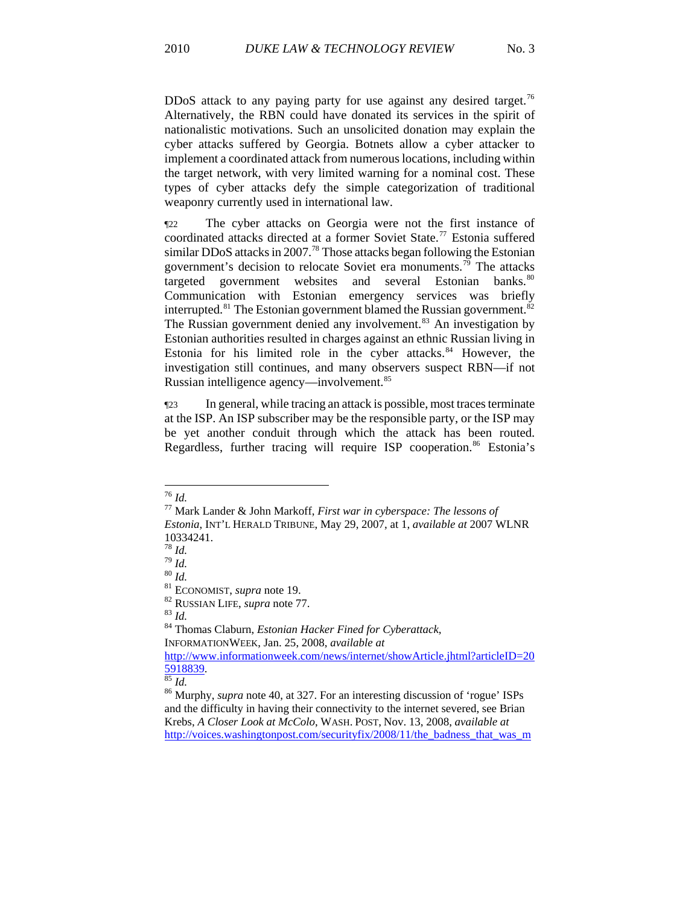DDoS attack to any paying party for use against any desired target.[76] Alternatively, the RBN could have donated its services in the spirit of nationalistic motivations. Such an unsolicited donation may explain the cyber attacks suffered by Georgia. Botnets allow a cyber attacker to implement a coordinated attack from numerous locations, including within the target network, with very limited warning for a nominal cost. These types of cyber attacks defy the simple categorization of traditional weaponry currently used in international law.

¶22 The cyber attacks on Georgia were not the first instance of coordinated attacks directed at a former Soviet State.[77] Estonia suffered similar DDoS attacks in 2007.[78] Those attacks began following the Estonian government's decision to relocate Soviet era monuments.[79] The attacks targeted government websites and several Estonian banks.[80] Communication with Estonian emergency services was briefly interrupted.[81] The Estonian government blamed the Russian government.[82] The Russian government denied any involvement.[83] An investigation by Estonian authorities resulted in charges against an ethnic Russian living in Estonia for his limited role in the cyber attacks.[84] However, the investigation still continues, and many observers suspect RBN—if not Russian intelligence agency—involvement.[85]

¶23 In general, while tracing an attack is possible, most traces terminate at the ISP. An ISP subscriber may be the responsible party, or the ISP may be yet another conduit through which the attack has been routed. Regardless, further tracing will require ISP cooperation.[86] Estonia's

---

[76] *Id.*

[77] Mark Lander & John Markoff, *First war in cyberspace: The lessons of Estonia*, INT'L HERALD TRIBUNE, May 29, 2007, at 1, *available at* 2007 WLNR 10334241.

[78] *Id.*

[79] *Id.*

[80] *Id.*

[81] ECONOMIST, *supra* note 19.

[82] RUSSIAN LIFE, *supra* note 77.

[83] *Id.*

[84] Thomas Claburn, *Estonian Hacker Fined for Cyberattack*, INFORMATIONWEEK, Jan. 25, 2008, *available at* http://www.informationweek.com/news/internet/showArticle.jhtml?articleID=205918839.

[85] *Id.*

[86] Murphy, *supra* note 40, at 327. For an interesting discussion of 'rogue' ISPs and the difficulty in having their connectivity to the internet severed, see Brian Krebs, *A Closer Look at McColo*, WASH. POST, Nov. 13, 2008, *available at* http://voices.washingtonpost.com/securityfix/2008/11/the_badness_that_was_m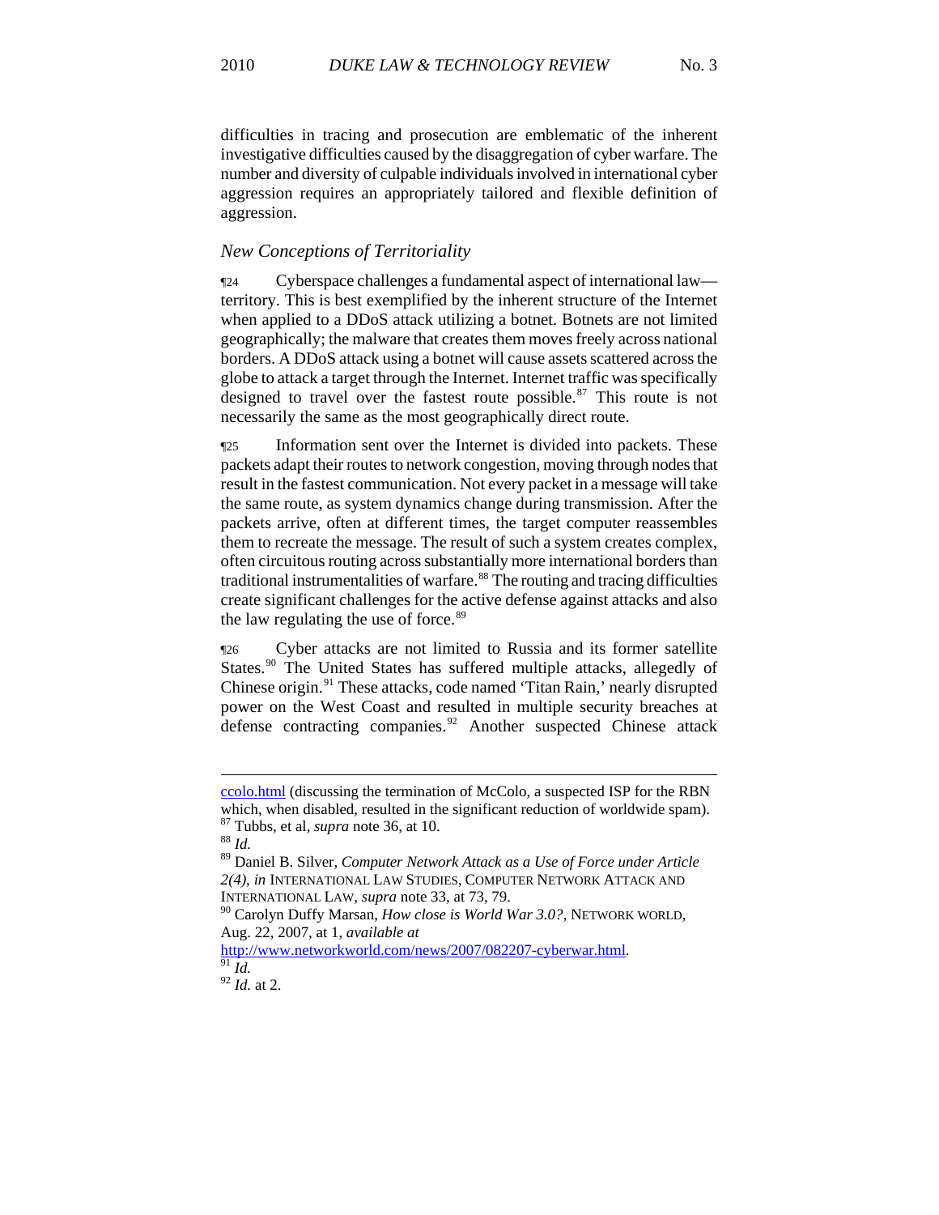difficulties in tracing and prosecution are emblematic of the inherent investigative difficulties caused by the disaggregation of cyber warfare. The number and diversity of culpable individuals involved in international cyber aggression requires an appropriately tailored and flexible definition of aggression.

*New Conceptions of Territoriality*

¶24 Cyberspace challenges a fundamental aspect of international law—territory. This is best exemplified by the inherent structure of the Internet when applied to a DDoS attack utilizing a botnet. Botnets are not limited geographically; the malware that creates them moves freely across national borders. A DDoS attack using a botnet will cause assets scattered across the globe to attack a target through the Internet. Internet traffic was specifically designed to travel over the fastest route possible.[87] This route is not necessarily the same as the most geographically direct route.

¶25 Information sent over the Internet is divided into packets. These packets adapt their routes to network congestion, moving through nodes that result in the fastest communication. Not every packet in a message will take the same route, as system dynamics change during transmission. After the packets arrive, often at different times, the target computer reassembles them to recreate the message. The result of such a system creates complex, often circuitous routing across substantially more international borders than traditional instrumentalities of warfare.[88] The routing and tracing difficulties create significant challenges for the active defense against attacks and also the law regulating the use of force.[89]

¶26 Cyber attacks are not limited to Russia and its former satellite States.[90] The United States has suffered multiple attacks, allegedly of Chinese origin.[91] These attacks, code named 'Titan Rain,' nearly disrupted power on the West Coast and resulted in multiple security breaches at defense contracting companies.[92] Another suspected Chinese attack

---

ccolo.html (discussing the termination of McColo, a suspected ISP for the RBN which, when disabled, resulted in the significant reduction of worldwide spam).

[87] Tubbs, et al, *supra* note 36, at 10.

[88] *Id.*

[89] Daniel B. Silver, *Computer Network Attack as a Use of Force under Article 2(4)*, *in* INTERNATIONAL LAW STUDIES, COMPUTER NETWORK ATTACK AND INTERNATIONAL LAW, *supra* note 33, at 73, 79.

[90] Carolyn Duffy Marsan, *How close is World War 3.0?*, NETWORK WORLD, Aug. 22, 2007, at 1, *available at* http://www.networkworld.com/news/2007/082207-cyberwar.html.

[91] *Id.*

[92] *Id.* at 2.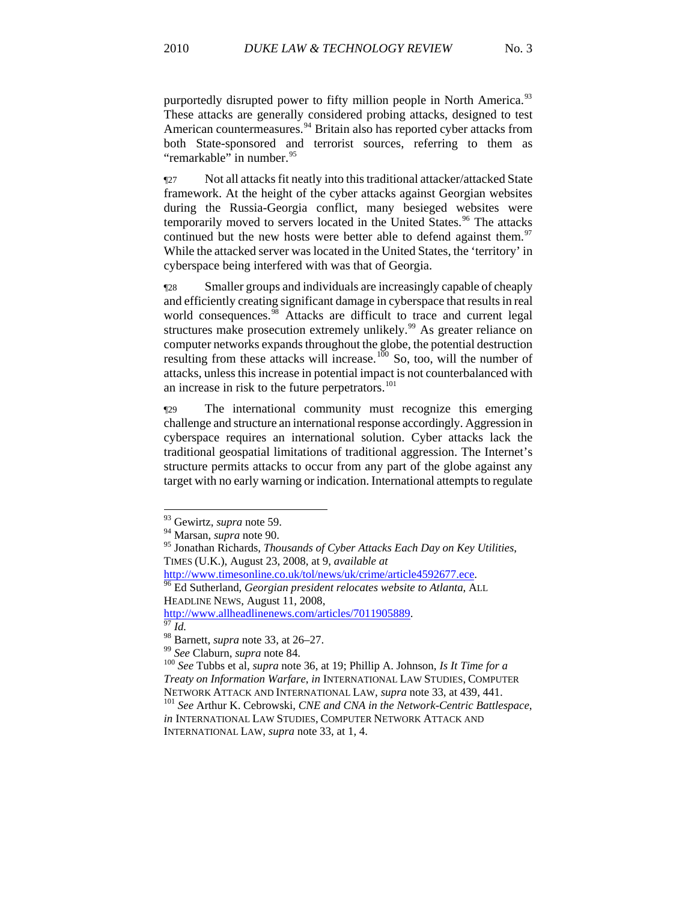purportedly disrupted power to fifty million people in North America.[93] These attacks are generally considered probing attacks, designed to test American countermeasures.[94] Britain also has reported cyber attacks from both State-sponsored and terrorist sources, referring to them as "remarkable" in number.[95]

¶27 Not all attacks fit neatly into this traditional attacker/attacked State framework. At the height of the cyber attacks against Georgian websites during the Russia-Georgia conflict, many besieged websites were temporarily moved to servers located in the United States.[96] The attacks continued but the new hosts were better able to defend against them.[97] While the attacked server was located in the United States, the 'territory' in cyberspace being interfered with was that of Georgia.

¶28 Smaller groups and individuals are increasingly capable of cheaply and efficiently creating significant damage in cyberspace that results in real world consequences.[98] Attacks are difficult to trace and current legal structures make prosecution extremely unlikely.[99] As greater reliance on computer networks expands throughout the globe, the potential destruction resulting from these attacks will increase.[100] So, too, will the number of attacks, unless this increase in potential impact is not counterbalanced with an increase in risk to the future perpetrators.[101]

¶29 The international community must recognize this emerging challenge and structure an international response accordingly. Aggression in cyberspace requires an international solution. Cyber attacks lack the traditional geospatial limitations of traditional aggression. The Internet's structure permits attacks to occur from any part of the globe against any target with no early warning or indication. International attempts to regulate

---

[93] Gewirtz, *supra* note 59.

[94] Marsan, *supra* note 90.

[95] Jonathan Richards, *Thousands of Cyber Attacks Each Day on Key Utilities*, TIMES (U.K.), August 23, 2008, at 9, *available at* http://www.timesonline.co.uk/tol/news/uk/crime/article4592677.ece.

[96] Ed Sutherland, *Georgian president relocates website to Atlanta*, ALL HEADLINE NEWS, August 11, 2008, http://www.allheadlinenews.com/articles/7011905889.

[97] *Id.*

[98] Barnett, *supra* note 33, at 26–27.

[99] *See* Claburn, *supra* note 84.

[100] *See* Tubbs et al, *supra* note 36, at 19; Phillip A. Johnson, *Is It Time for a Treaty on Information Warfare*, *in* INTERNATIONAL LAW STUDIES, COMPUTER NETWORK ATTACK AND INTERNATIONAL LAW, *supra* note 33, at 439, 441.

[101] *See* Arthur K. Cebrowski, *CNE and CNA in the Network-Centric Battlespace*, *in* INTERNATIONAL LAW STUDIES, COMPUTER NETWORK ATTACK AND INTERNATIONAL LAW, *supra* note 33, at 1, 4.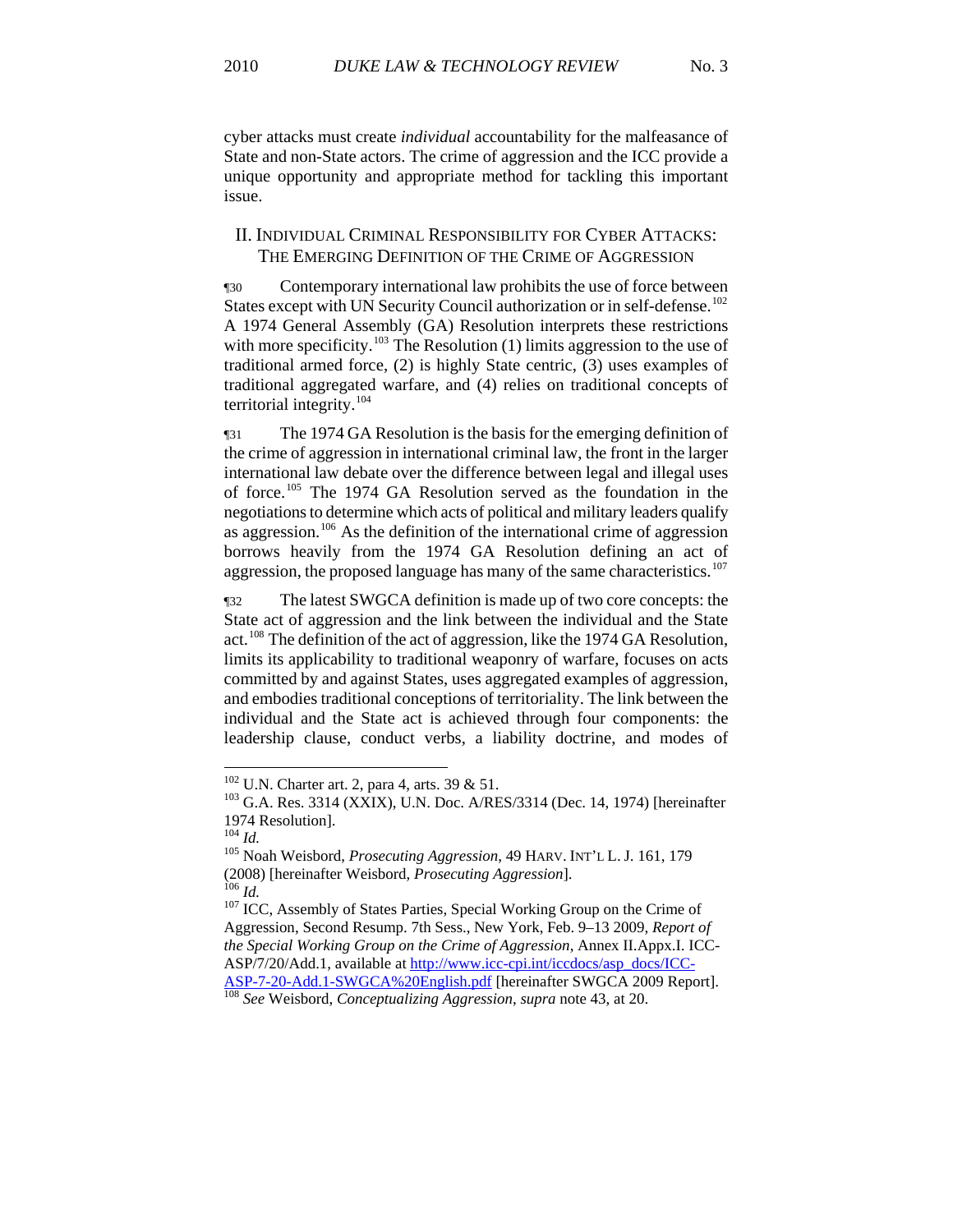cyber attacks must create *individual* accountability for the malfeasance of State and non-State actors. The crime of aggression and the ICC provide a unique opportunity and appropriate method for tackling this important issue.

## II. Individual Criminal Responsibility for Cyber Attacks: The Emerging Definition of the Crime of Aggression

¶30 Contemporary international law prohibits the use of force between States except with UN Security Council authorization or in self-defense.[102] A 1974 General Assembly (GA) Resolution interprets these restrictions with more specificity.[103] The Resolution (1) limits aggression to the use of traditional armed force, (2) is highly State centric, (3) uses examples of traditional aggregated warfare, and (4) relies on traditional concepts of territorial integrity.[104]

¶31 The 1974 GA Resolution is the basis for the emerging definition of the crime of aggression in international criminal law, the front in the larger international law debate over the difference between legal and illegal uses of force.[105] The 1974 GA Resolution served as the foundation in the negotiations to determine which acts of political and military leaders qualify as aggression.[106] As the definition of the international crime of aggression borrows heavily from the 1974 GA Resolution defining an act of aggression, the proposed language has many of the same characteristics.[107]

¶32 The latest SWGCA definition is made up of two core concepts: the State act of aggression and the link between the individual and the State act.[108] The definition of the act of aggression, like the 1974 GA Resolution, limits its applicability to traditional weaponry of warfare, focuses on acts committed by and against States, uses aggregated examples of aggression, and embodies traditional conceptions of territoriality. The link between the individual and the State act is achieved through four components: the leadership clause, conduct verbs, a liability doctrine, and modes of

---

[102] U.N. Charter art. 2, para 4, arts. 39 & 51.

[103] G.A. Res. 3314 (XXIX), U.N. Doc. A/RES/3314 (Dec. 14, 1974) [hereinafter 1974 Resolution].

[104] *Id.*

[105] Noah Weisbord, *Prosecuting Aggression*, 49 HARV. INT'L L. J. 161, 179 (2008) [hereinafter Weisbord, *Prosecuting Aggression*].

[106] *Id.*

[107] ICC, Assembly of States Parties, Special Working Group on the Crime of Aggression, Second Resump. 7th Sess., New York, Feb. 9–13 2009, *Report of the Special Working Group on the Crime of Aggression*, Annex II.Appx.I. ICC-ASP/7/20/Add.1, available at http://www.icc-cpi.int/iccdocs/asp_docs/ICC-ASP-7-20-Add.1-SWGCA%20English.pdf [hereinafter SWGCA 2009 Report].

[108] *See* Weisbord, *Conceptualizing Aggression*, *supra* note 43, at 20.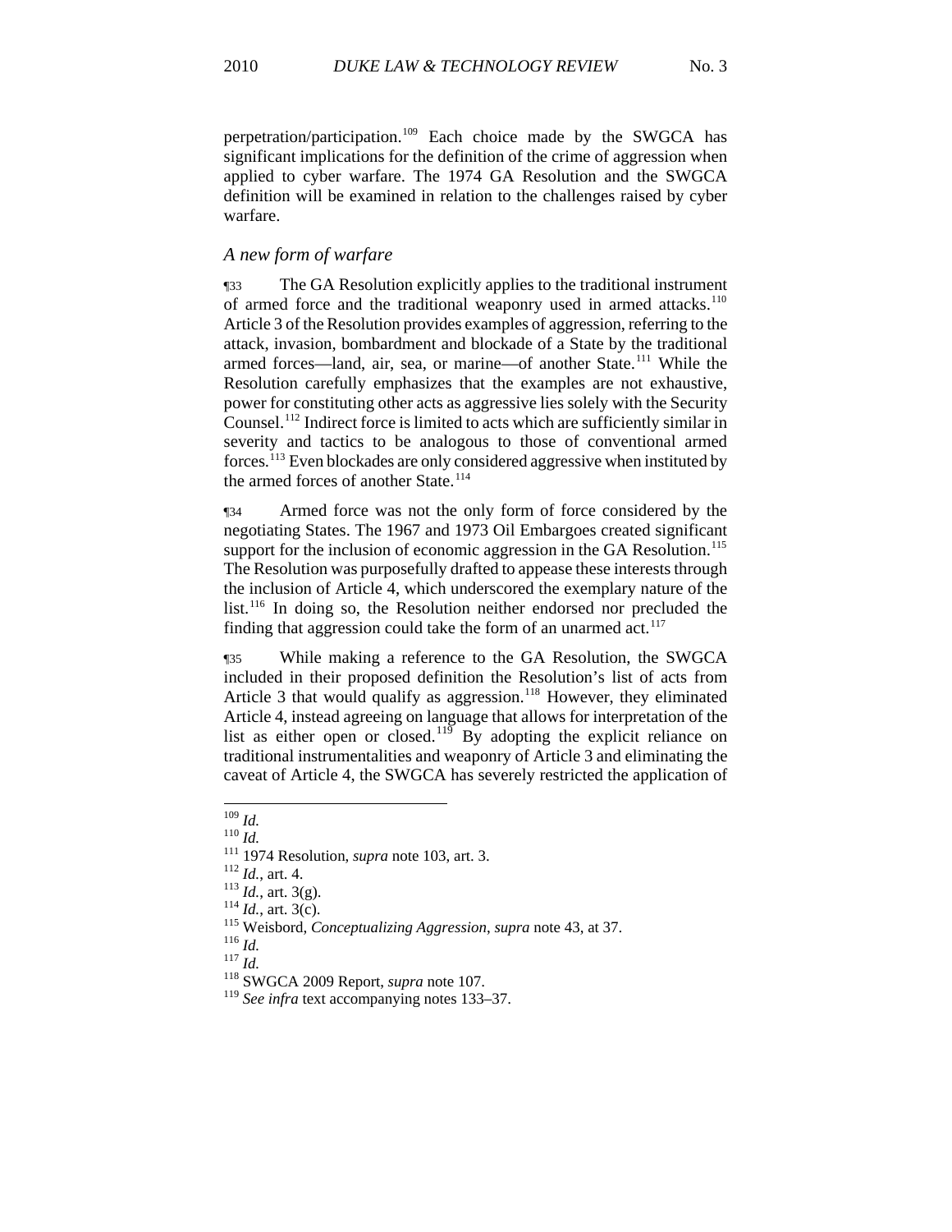perpetration/participation.[109] Each choice made by the SWGCA has significant implications for the definition of the crime of aggression when applied to cyber warfare. The 1974 GA Resolution and the SWGCA definition will be examined in relation to the challenges raised by cyber warfare.

### *A new form of warfare*

¶33 The GA Resolution explicitly applies to the traditional instrument of armed force and the traditional weaponry used in armed attacks.[110] Article 3 of the Resolution provides examples of aggression, referring to the attack, invasion, bombardment and blockade of a State by the traditional armed forces—land, air, sea, or marine—of another State.[111] While the Resolution carefully emphasizes that the examples are not exhaustive, power for constituting other acts as aggressive lies solely with the Security Counsel.[112] Indirect force is limited to acts which are sufficiently similar in severity and tactics to be analogous to those of conventional armed forces.[113] Even blockades are only considered aggressive when instituted by the armed forces of another State.[114]

¶34 Armed force was not the only form of force considered by the negotiating States. The 1967 and 1973 Oil Embargoes created significant support for the inclusion of economic aggression in the GA Resolution.[115] The Resolution was purposefully drafted to appease these interests through the inclusion of Article 4, which underscored the exemplary nature of the list.[116] In doing so, the Resolution neither endorsed nor precluded the finding that aggression could take the form of an unarmed act.[117]

¶35 While making a reference to the GA Resolution, the SWGCA included in their proposed definition the Resolution's list of acts from Article 3 that would qualify as aggression.[118] However, they eliminated Article 4, instead agreeing on language that allows for interpretation of the list as either open or closed.[119] By adopting the explicit reliance on traditional instrumentalities and weaponry of Article 3 and eliminating the caveat of Article 4, the SWGCA has severely restricted the application of

---

[109] *Id.*
[110] *Id.*
[111] 1974 Resolution, *supra* note 103, art. 3.
[112] *Id.*, art. 4.
[113] *Id.*, art. 3(g).
[114] *Id.*, art. 3(c).
[115] Weisbord, *Conceptualizing Aggression*, *supra* note 43, at 37.
[116] *Id.*
[117] *Id.*
[118] SWGCA 2009 Report, *supra* note 107.
[119] *See infra* text accompanying notes 133–37.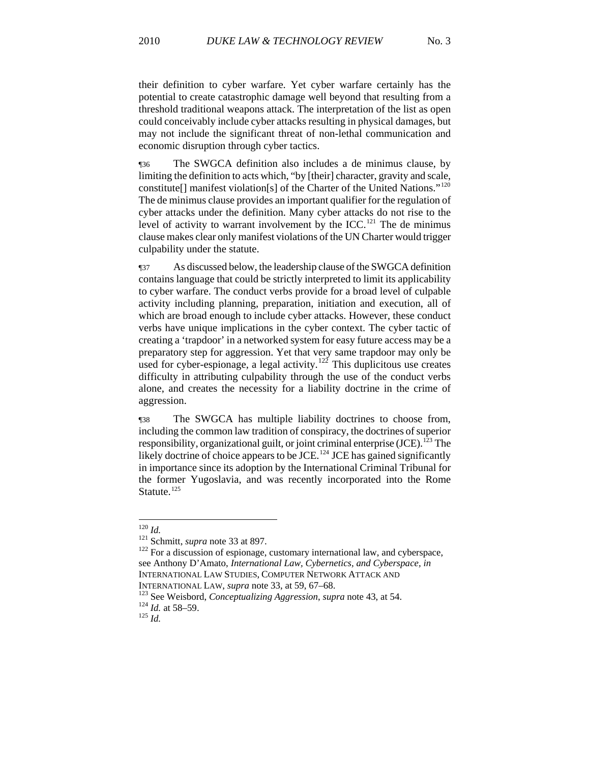their definition to cyber warfare. Yet cyber warfare certainly has the potential to create catastrophic damage well beyond that resulting from a threshold traditional weapons attack. The interpretation of the list as open could conceivably include cyber attacks resulting in physical damages, but may not include the significant threat of non-lethal communication and economic disruption through cyber tactics.

¶36 The SWGCA definition also includes a de minimus clause, by limiting the definition to acts which, "by [their] character, gravity and scale, constitute[] manifest violation[s] of the Charter of the United Nations."[120] The de minimus clause provides an important qualifier for the regulation of cyber attacks under the definition. Many cyber attacks do not rise to the level of activity to warrant involvement by the ICC.[121] The de minimus clause makes clear only manifest violations of the UN Charter would trigger culpability under the statute.

¶37 As discussed below, the leadership clause of the SWGCA definition contains language that could be strictly interpreted to limit its applicability to cyber warfare. The conduct verbs provide for a broad level of culpable activity including planning, preparation, initiation and execution, all of which are broad enough to include cyber attacks. However, these conduct verbs have unique implications in the cyber context. The cyber tactic of creating a 'trapdoor' in a networked system for easy future access may be a preparatory step for aggression. Yet that very same trapdoor may only be used for cyber-espionage, a legal activity.[122] This duplicitous use creates difficulty in attributing culpability through the use of the conduct verbs alone, and creates the necessity for a liability doctrine in the crime of aggression.

¶38 The SWGCA has multiple liability doctrines to choose from, including the common law tradition of conspiracy, the doctrines of superior responsibility, organizational guilt, or joint criminal enterprise (JCE).[123] The likely doctrine of choice appears to be JCE.[124] JCE has gained significantly in importance since its adoption by the International Criminal Tribunal for the former Yugoslavia, and was recently incorporated into the Rome Statute.[125]

---

[120] *Id.*

[121] Schmitt, *supra* note 33 at 897.

[122] For a discussion of espionage, customary international law, and cyberspace, see Anthony D'Amato, *International Law, Cybernetics, and Cyberspace*, *in* INTERNATIONAL LAW STUDIES, COMPUTER NETWORK ATTACK AND INTERNATIONAL LAW, *supra* note 33, at 59, 67–68.

[123] See Weisbord, *Conceptualizing Aggression*, *supra* note 43, at 54.

[124] *Id.* at 58–59.

[125] *Id.*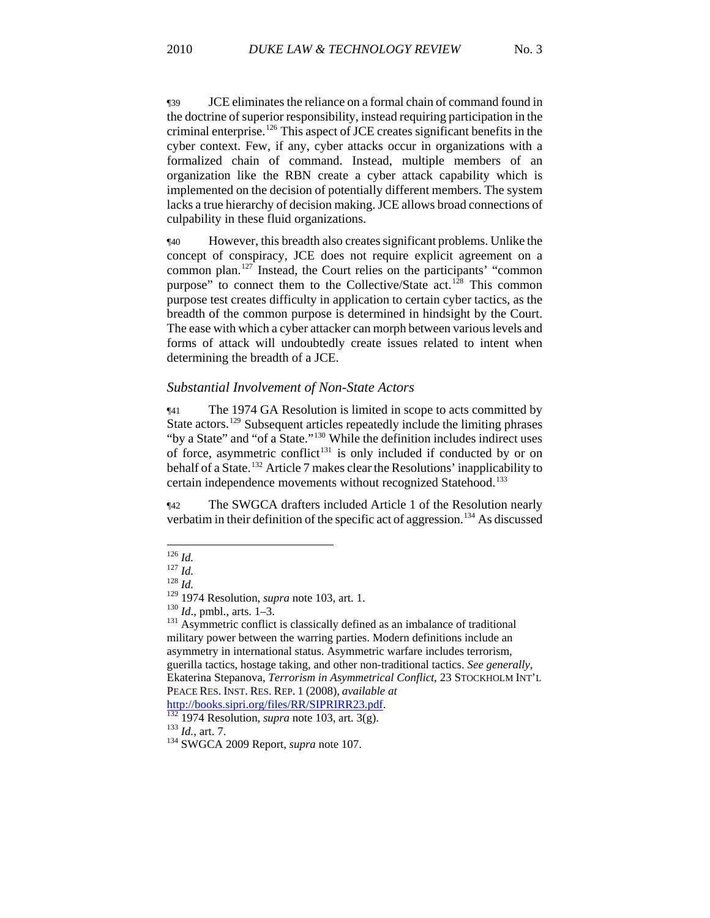¶39 JCE eliminates the reliance on a formal chain of command found in the doctrine of superior responsibility, instead requiring participation in the criminal enterprise.[126] This aspect of JCE creates significant benefits in the cyber context. Few, if any, cyber attacks occur in organizations with a formalized chain of command. Instead, multiple members of an organization like the RBN create a cyber attack capability which is implemented on the decision of potentially different members. The system lacks a true hierarchy of decision making. JCE allows broad connections of culpability in these fluid organizations.

¶40 However, this breadth also creates significant problems. Unlike the concept of conspiracy, JCE does not require explicit agreement on a common plan.[127] Instead, the Court relies on the participants' "common purpose" to connect them to the Collective/State act.[128] This common purpose test creates difficulty in application to certain cyber tactics, as the breadth of the common purpose is determined in hindsight by the Court. The ease with which a cyber attacker can morph between various levels and forms of attack will undoubtedly create issues related to intent when determining the breadth of a JCE.

### *Substantial Involvement of Non-State Actors*

¶41 The 1974 GA Resolution is limited in scope to acts committed by State actors.[129] Subsequent articles repeatedly include the limiting phrases "by a State" and "of a State."[130] While the definition includes indirect uses of force, asymmetric conflict[131] is only included if conducted by or on behalf of a State.[132] Article 7 makes clear the Resolutions' inapplicability to certain independence movements without recognized Statehood.[133]

¶42 The SWGCA drafters included Article 1 of the Resolution nearly verbatim in their definition of the specific act of aggression.[134] As discussed

---

[126] *Id.*

[127] *Id.*

[128] *Id.*

[129] 1974 Resolution, *supra* note 103, art. 1.

[130] *Id*., pmbl., arts. 1–3.

[131] Asymmetric conflict is classically defined as an imbalance of traditional military power between the warring parties. Modern definitions include an asymmetry in international status. Asymmetric warfare includes terrorism, guerilla tactics, hostage taking, and other non-traditional tactics. *See generally*, Ekaterina Stepanova, *Terrorism in Asymmetrical Conflict*, 23 STOCKHOLM INT'L PEACE RES. INST. RES. REP. 1 (2008), *available at* http://books.sipri.org/files/RR/SIPRIRR23.pdf.

[132] 1974 Resolution, *supra* note 103, art. 3(g).

[133] *Id.*, art. 7.

[134] SWGCA 2009 Report, *supra* note 107.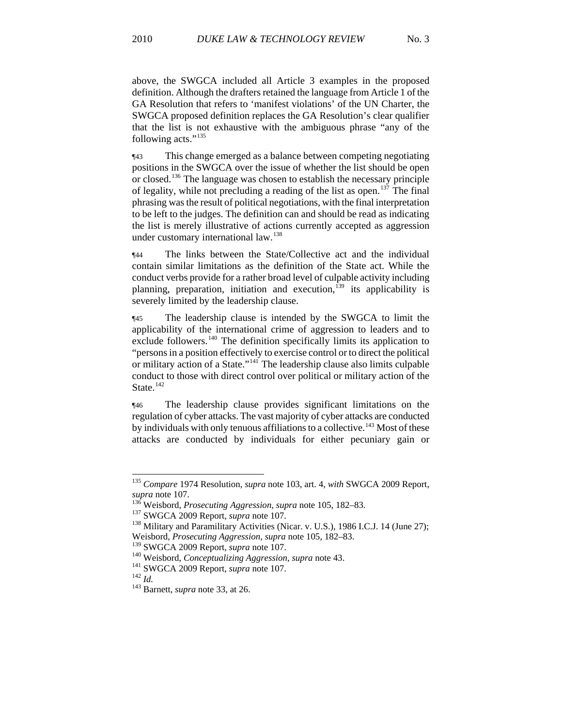above, the SWGCA included all Article 3 examples in the proposed definition. Although the drafters retained the language from Article 1 of the GA Resolution that refers to 'manifest violations' of the UN Charter, the SWGCA proposed definition replaces the GA Resolution's clear qualifier that the list is not exhaustive with the ambiguous phrase "any of the following acts."[135]

¶43 This change emerged as a balance between competing negotiating positions in the SWGCA over the issue of whether the list should be open or closed.[136] The language was chosen to establish the necessary principle of legality, while not precluding a reading of the list as open.[137] The final phrasing was the result of political negotiations, with the final interpretation to be left to the judges. The definition can and should be read as indicating the list is merely illustrative of actions currently accepted as aggression under customary international law.[138]

¶44 The links between the State/Collective act and the individual contain similar limitations as the definition of the State act. While the conduct verbs provide for a rather broad level of culpable activity including planning, preparation, initiation and execution,[139] its applicability is severely limited by the leadership clause.

¶45 The leadership clause is intended by the SWGCA to limit the applicability of the international crime of aggression to leaders and to exclude followers.[140] The definition specifically limits its application to "persons in a position effectively to exercise control or to direct the political or military action of a State."[141] The leadership clause also limits culpable conduct to those with direct control over political or military action of the State.[142]

¶46 The leadership clause provides significant limitations on the regulation of cyber attacks. The vast majority of cyber attacks are conducted by individuals with only tenuous affiliations to a collective.[143] Most of these attacks are conducted by individuals for either pecuniary gain or

---

[135] *Compare* 1974 Resolution, *supra* note 103, art. 4, *with* SWGCA 2009 Report, *supra* note 107.

[136] Weisbord, *Prosecuting Aggression*, *supra* note 105, 182–83.

[137] SWGCA 2009 Report, *supra* note 107.

[138] Military and Paramilitary Activities (Nicar. v. U.S.), 1986 I.C.J. 14 (June 27); Weisbord, *Prosecuting Aggression*, *supra* note 105, 182–83.

[139] SWGCA 2009 Report, *supra* note 107.

[140] Weisbord, *Conceptualizing Aggression*, *supra* note 43.

[141] SWGCA 2009 Report, *supra* note 107.

[142] *Id.*

[143] Barnett, *supra* note 33, at 26.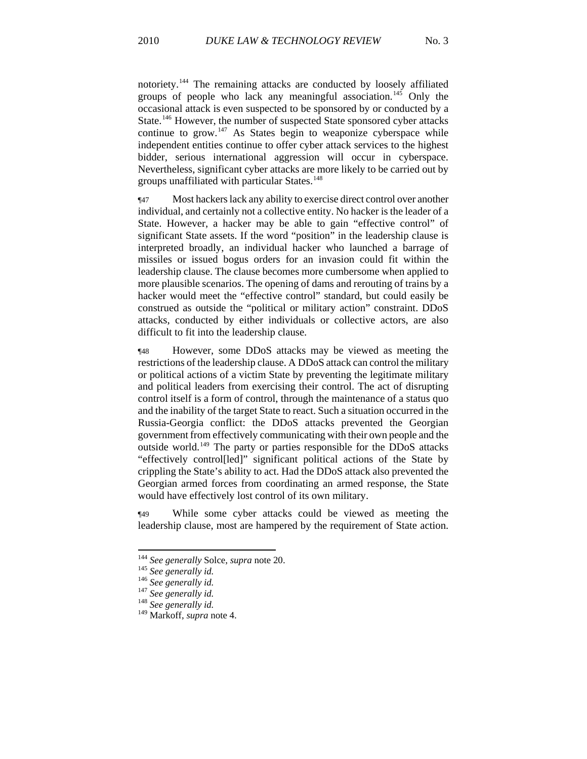notoriety.[144] The remaining attacks are conducted by loosely affiliated groups of people who lack any meaningful association.[145] Only the occasional attack is even suspected to be sponsored by or conducted by a State.[146] However, the number of suspected State sponsored cyber attacks continue to grow.[147] As States begin to weaponize cyberspace while independent entities continue to offer cyber attack services to the highest bidder, serious international aggression will occur in cyberspace. Nevertheless, significant cyber attacks are more likely to be carried out by groups unaffiliated with particular States.[148]

¶47 Most hackers lack any ability to exercise direct control over another individual, and certainly not a collective entity. No hacker is the leader of a State. However, a hacker may be able to gain "effective control" of significant State assets. If the word "position" in the leadership clause is interpreted broadly, an individual hacker who launched a barrage of missiles or issued bogus orders for an invasion could fit within the leadership clause. The clause becomes more cumbersome when applied to more plausible scenarios. The opening of dams and rerouting of trains by a hacker would meet the "effective control" standard, but could easily be construed as outside the "political or military action" constraint. DDoS attacks, conducted by either individuals or collective actors, are also difficult to fit into the leadership clause.

¶48 However, some DDoS attacks may be viewed as meeting the restrictions of the leadership clause. A DDoS attack can control the military or political actions of a victim State by preventing the legitimate military and political leaders from exercising their control. The act of disrupting control itself is a form of control, through the maintenance of a status quo and the inability of the target State to react. Such a situation occurred in the Russia-Georgia conflict: the DDoS attacks prevented the Georgian government from effectively communicating with their own people and the outside world.[149] The party or parties responsible for the DDoS attacks "effectively control[led]" significant political actions of the State by crippling the State's ability to act. Had the DDoS attack also prevented the Georgian armed forces from coordinating an armed response, the State would have effectively lost control of its own military.

¶49 While some cyber attacks could be viewed as meeting the leadership clause, most are hampered by the requirement of State action.

---

[144] *See generally* Solce, *supra* note 20.
[145] *See generally id.*
[146] *See generally id.*
[147] *See generally id.*
[148] *See generally id.*
[149] Markoff, *supra* note 4.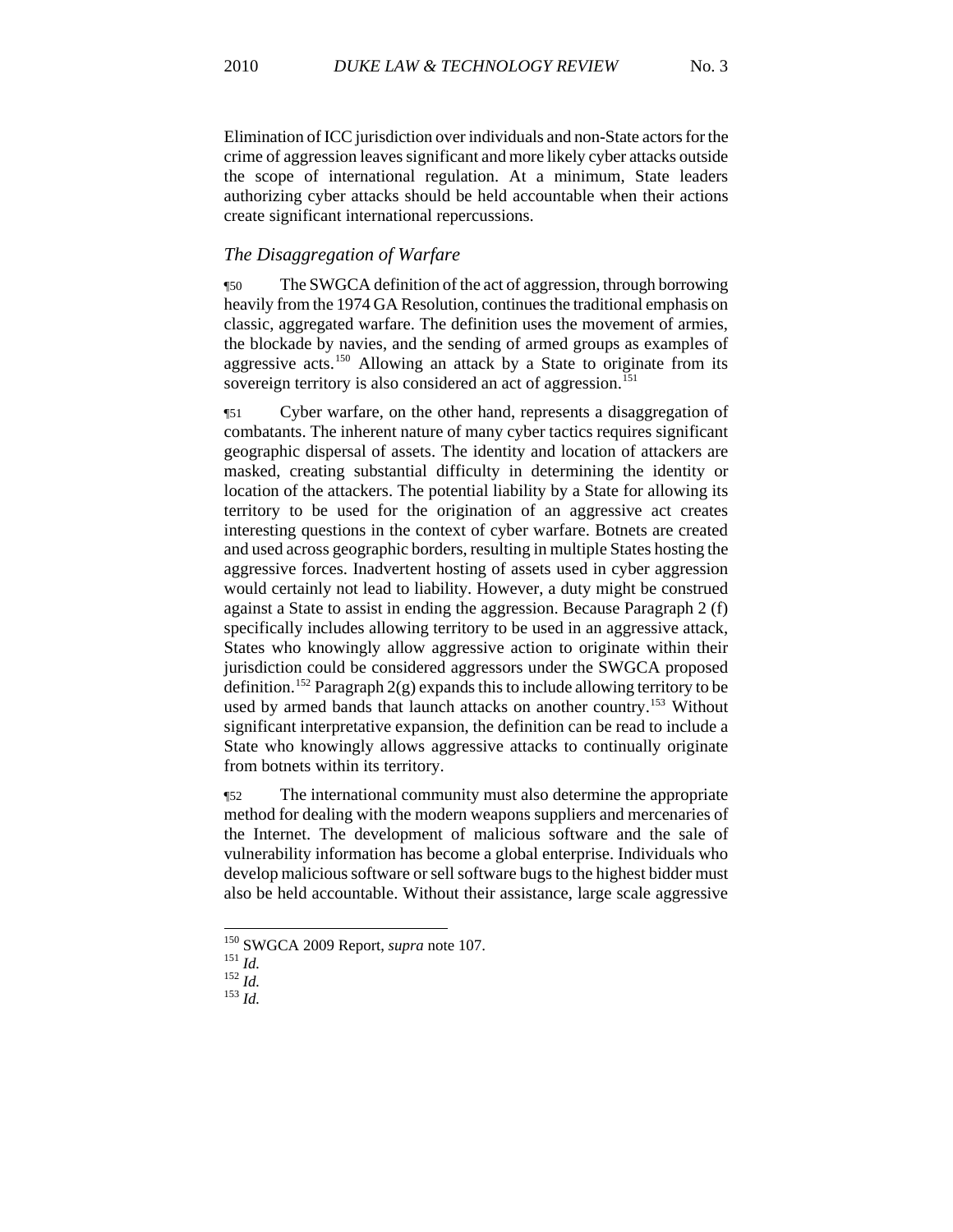Elimination of ICC jurisdiction over individuals and non-State actors for the crime of aggression leaves significant and more likely cyber attacks outside the scope of international regulation. At a minimum, State leaders authorizing cyber attacks should be held accountable when their actions create significant international repercussions.

### *The Disaggregation of Warfare*

¶50 The SWGCA definition of the act of aggression, through borrowing heavily from the 1974 GA Resolution, continues the traditional emphasis on classic, aggregated warfare. The definition uses the movement of armies, the blockade by navies, and the sending of armed groups as examples of aggressive acts.[150] Allowing an attack by a State to originate from its sovereign territory is also considered an act of aggression.[151]

¶51 Cyber warfare, on the other hand, represents a disaggregation of combatants. The inherent nature of many cyber tactics requires significant geographic dispersal of assets. The identity and location of attackers are masked, creating substantial difficulty in determining the identity or location of the attackers. The potential liability by a State for allowing its territory to be used for the origination of an aggressive act creates interesting questions in the context of cyber warfare. Botnets are created and used across geographic borders, resulting in multiple States hosting the aggressive forces. Inadvertent hosting of assets used in cyber aggression would certainly not lead to liability. However, a duty might be construed against a State to assist in ending the aggression. Because Paragraph 2 (f) specifically includes allowing territory to be used in an aggressive attack, States who knowingly allow aggressive action to originate within their jurisdiction could be considered aggressors under the SWGCA proposed definition.[152] Paragraph 2(g) expands this to include allowing territory to be used by armed bands that launch attacks on another country.[153] Without significant interpretative expansion, the definition can be read to include a State who knowingly allows aggressive attacks to continually originate from botnets within its territory.

¶52 The international community must also determine the appropriate method for dealing with the modern weapons suppliers and mercenaries of the Internet. The development of malicious software and the sale of vulnerability information has become a global enterprise. Individuals who develop malicious software or sell software bugs to the highest bidder must also be held accountable. Without their assistance, large scale aggressive

---

[150] SWGCA 2009 Report, *supra* note 107.

[151] *Id.*

[152] *Id.*

[153] *Id.*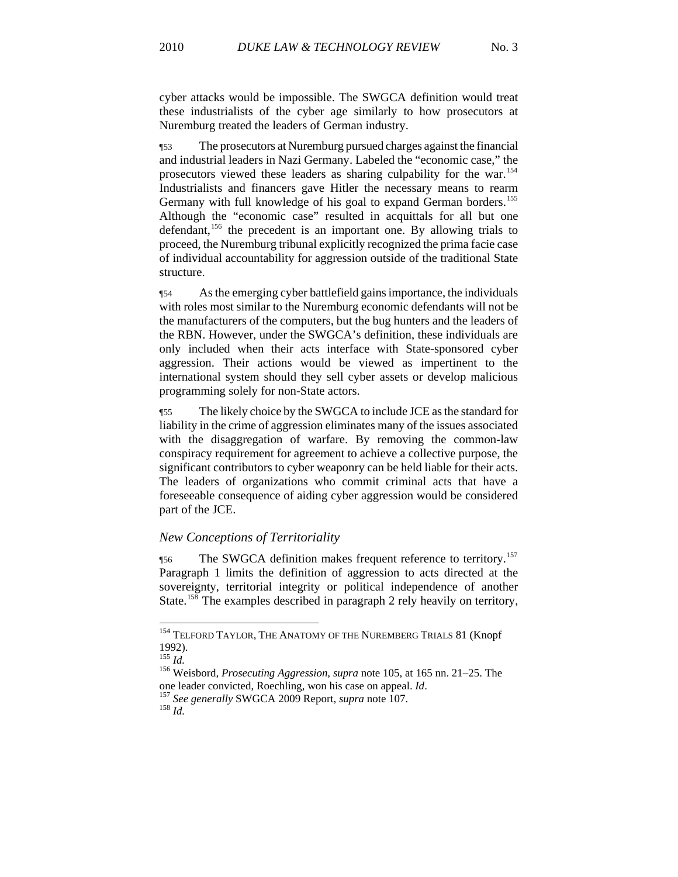cyber attacks would be impossible. The SWGCA definition would treat these industrialists of the cyber age similarly to how prosecutors at Nuremburg treated the leaders of German industry.

¶53 The prosecutors at Nuremburg pursued charges against the financial and industrial leaders in Nazi Germany. Labeled the "economic case," the prosecutors viewed these leaders as sharing culpability for the war.[154] Industrialists and financers gave Hitler the necessary means to rearm Germany with full knowledge of his goal to expand German borders.[155] Although the "economic case" resulted in acquittals for all but one defendant,[156] the precedent is an important one. By allowing trials to proceed, the Nuremburg tribunal explicitly recognized the prima facie case of individual accountability for aggression outside of the traditional State structure.

¶54 As the emerging cyber battlefield gains importance, the individuals with roles most similar to the Nuremburg economic defendants will not be the manufacturers of the computers, but the bug hunters and the leaders of the RBN. However, under the SWGCA's definition, these individuals are only included when their acts interface with State-sponsored cyber aggression. Their actions would be viewed as impertinent to the international system should they sell cyber assets or develop malicious programming solely for non-State actors.

¶55 The likely choice by the SWGCA to include JCE as the standard for liability in the crime of aggression eliminates many of the issues associated with the disaggregation of warfare. By removing the common-law conspiracy requirement for agreement to achieve a collective purpose, the significant contributors to cyber weaponry can be held liable for their acts. The leaders of organizations who commit criminal acts that have a foreseeable consequence of aiding cyber aggression would be considered part of the JCE.

### *New Conceptions of Territoriality*

¶56 The SWGCA definition makes frequent reference to territory.[157] Paragraph 1 limits the definition of aggression to acts directed at the sovereignty, territorial integrity or political independence of another State.[158] The examples described in paragraph 2 rely heavily on territory,

---

[154] TELFORD TAYLOR, THE ANATOMY OF THE NUREMBERG TRIALS 81 (Knopf 1992).

[155] *Id.*

[156] Weisbord, *Prosecuting Aggression*, *supra* note 105, at 165 nn. 21–25. The one leader convicted, Roechling, won his case on appeal. *Id*.

[157] *See generally* SWGCA 2009 Report, *supra* note 107.

[158] *Id.*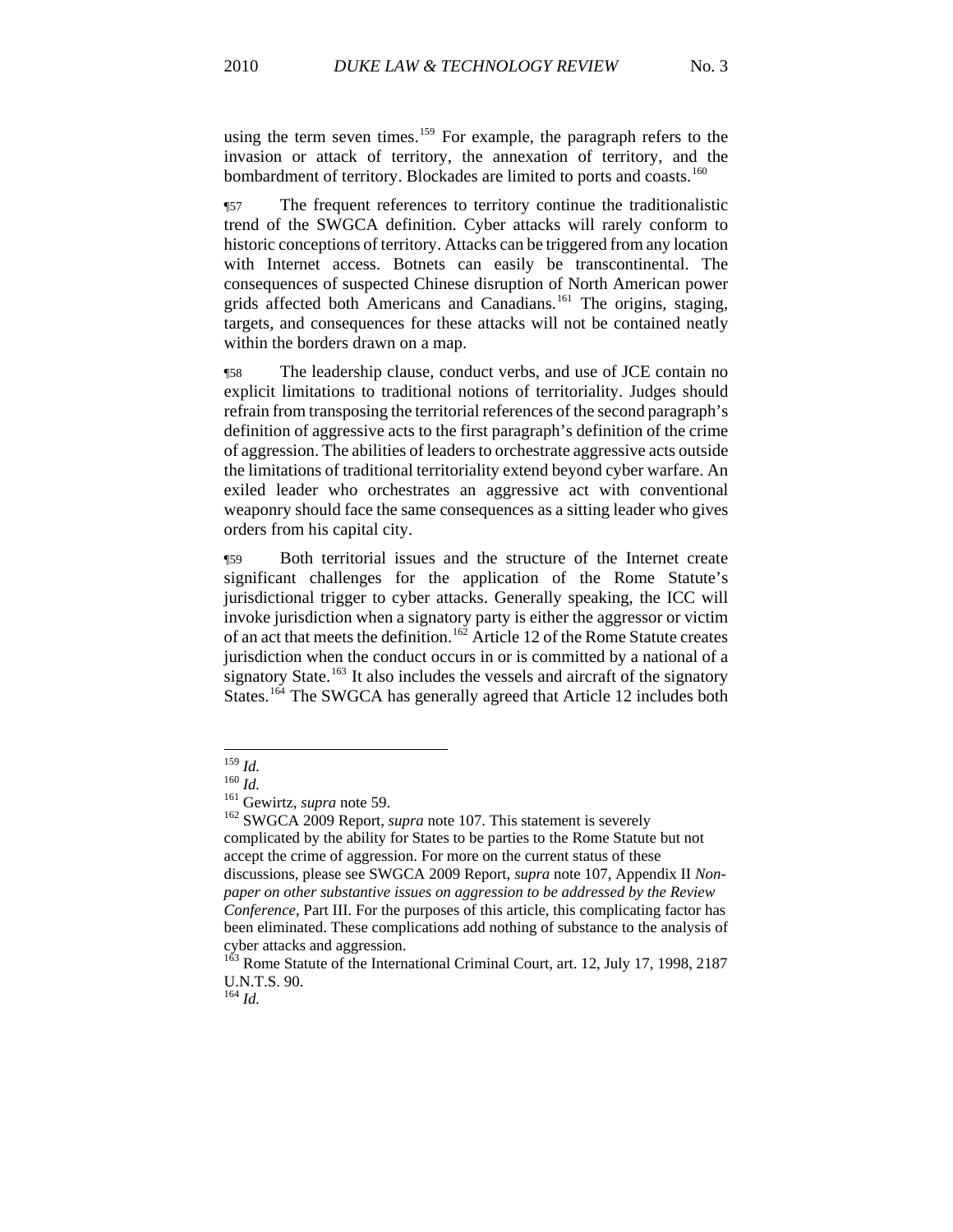using the term seven times.[159] For example, the paragraph refers to the invasion or attack of territory, the annexation of territory, and the bombardment of territory. Blockades are limited to ports and coasts.[160]

¶57 The frequent references to territory continue the traditionalistic trend of the SWGCA definition. Cyber attacks will rarely conform to historic conceptions of territory. Attacks can be triggered from any location with Internet access. Botnets can easily be transcontinental. The consequences of suspected Chinese disruption of North American power grids affected both Americans and Canadians.[161] The origins, staging, targets, and consequences for these attacks will not be contained neatly within the borders drawn on a map.

¶58 The leadership clause, conduct verbs, and use of JCE contain no explicit limitations to traditional notions of territoriality. Judges should refrain from transposing the territorial references of the second paragraph's definition of aggressive acts to the first paragraph's definition of the crime of aggression. The abilities of leaders to orchestrate aggressive acts outside the limitations of traditional territoriality extend beyond cyber warfare. An exiled leader who orchestrates an aggressive act with conventional weaponry should face the same consequences as a sitting leader who gives orders from his capital city.

¶59 Both territorial issues and the structure of the Internet create significant challenges for the application of the Rome Statute's jurisdictional trigger to cyber attacks. Generally speaking, the ICC will invoke jurisdiction when a signatory party is either the aggressor or victim of an act that meets the definition.[162] Article 12 of the Rome Statute creates jurisdiction when the conduct occurs in or is committed by a national of a signatory State.[163] It also includes the vessels and aircraft of the signatory States.[164] The SWGCA has generally agreed that Article 12 includes both

---

[159] *Id.*

[160] *Id.*

[161] Gewirtz, *supra* note 59.

[162] SWGCA 2009 Report, *supra* note 107. This statement is severely complicated by the ability for States to be parties to the Rome Statute but not accept the crime of aggression. For more on the current status of these discussions, please see SWGCA 2009 Report, *supra* note 107, Appendix II *Non-paper on other substantive issues on aggression to be addressed by the Review Conference*, Part III. For the purposes of this article, this complicating factor has been eliminated. These complications add nothing of substance to the analysis of cyber attacks and aggression.

[163] Rome Statute of the International Criminal Court, art. 12, July 17, 1998, 2187 U.N.T.S. 90.

[164] *Id.*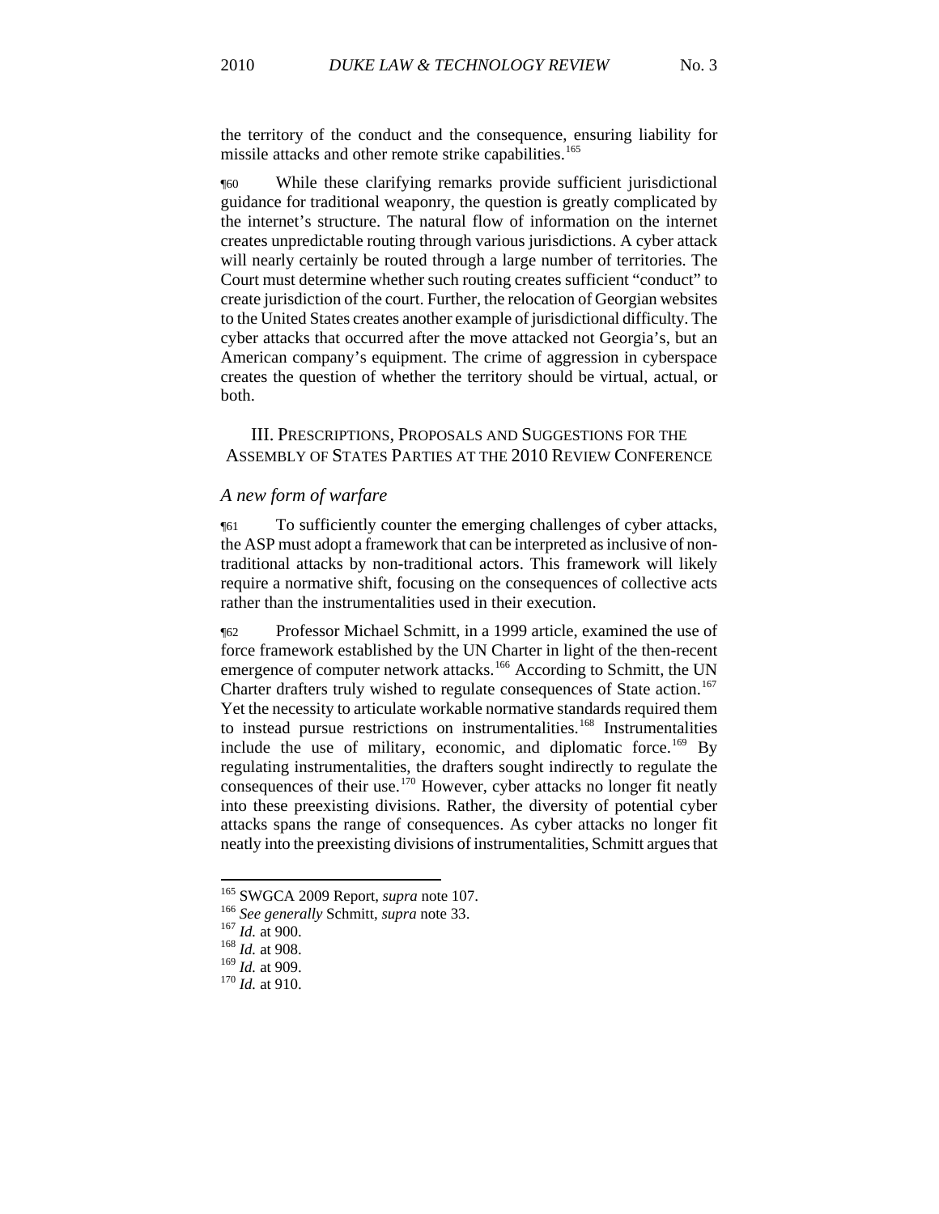the territory of the conduct and the consequence, ensuring liability for missile attacks and other remote strike capabilities.[165]

¶60 While these clarifying remarks provide sufficient jurisdictional guidance for traditional weaponry, the question is greatly complicated by the internet's structure. The natural flow of information on the internet creates unpredictable routing through various jurisdictions. A cyber attack will nearly certainly be routed through a large number of territories. The Court must determine whether such routing creates sufficient "conduct" to create jurisdiction of the court. Further, the relocation of Georgian websites to the United States creates another example of jurisdictional difficulty. The cyber attacks that occurred after the move attacked not Georgia's, but an American company's equipment. The crime of aggression in cyberspace creates the question of whether the territory should be virtual, actual, or both.

## III. PRESCRIPTIONS, PROPOSALS AND SUGGESTIONS FOR THE ASSEMBLY OF STATES PARTIES AT THE 2010 REVIEW CONFERENCE

### *A new form of warfare*

¶61 To sufficiently counter the emerging challenges of cyber attacks, the ASP must adopt a framework that can be interpreted as inclusive of non-traditional attacks by non-traditional actors. This framework will likely require a normative shift, focusing on the consequences of collective acts rather than the instrumentalities used in their execution.

¶62 Professor Michael Schmitt, in a 1999 article, examined the use of force framework established by the UN Charter in light of the then-recent emergence of computer network attacks.[166] According to Schmitt, the UN Charter drafters truly wished to regulate consequences of State action.[167] Yet the necessity to articulate workable normative standards required them to instead pursue restrictions on instrumentalities.[168] Instrumentalities include the use of military, economic, and diplomatic force.[169] By regulating instrumentalities, the drafters sought indirectly to regulate the consequences of their use.[170] However, cyber attacks no longer fit neatly into these preexisting divisions. Rather, the diversity of potential cyber attacks spans the range of consequences. As cyber attacks no longer fit neatly into the preexisting divisions of instrumentalities, Schmitt argues that

---

[165] SWGCA 2009 Report, *supra* note 107.
[166] *See generally* Schmitt, *supra* note 33.
[167] *Id.* at 900.
[168] *Id.* at 908.
[169] *Id.* at 909.
[170] *Id.* at 910.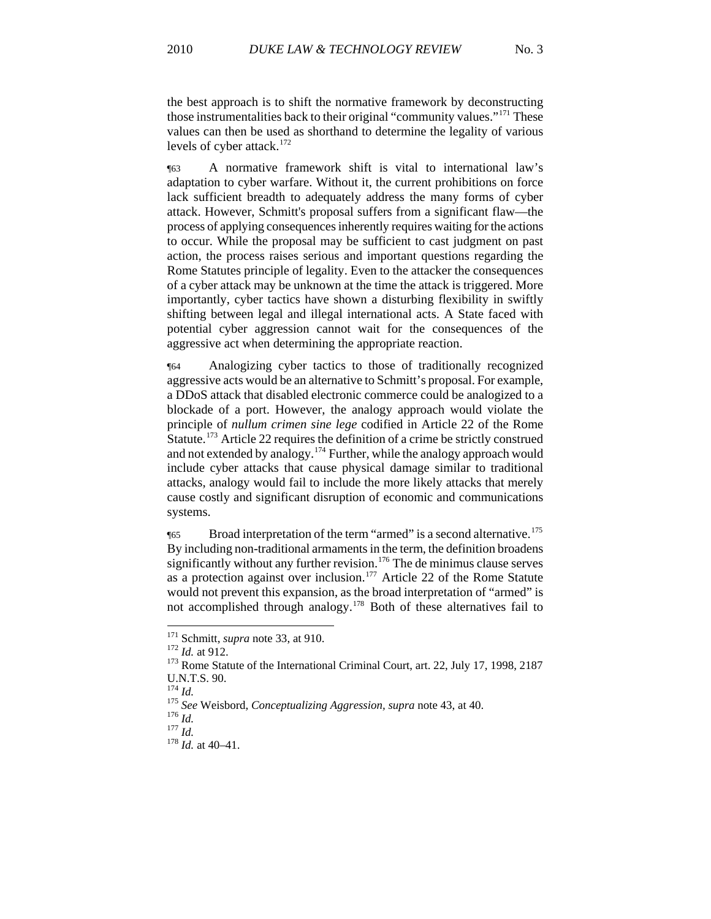the best approach is to shift the normative framework by deconstructing those instrumentalities back to their original "community values."[171] These values can then be used as shorthand to determine the legality of various levels of cyber attack.[172]

¶63 A normative framework shift is vital to international law's adaptation to cyber warfare. Without it, the current prohibitions on force lack sufficient breadth to adequately address the many forms of cyber attack. However, Schmitt's proposal suffers from a significant flaw—the process of applying consequences inherently requires waiting for the actions to occur. While the proposal may be sufficient to cast judgment on past action, the process raises serious and important questions regarding the Rome Statutes principle of legality. Even to the attacker the consequences of a cyber attack may be unknown at the time the attack is triggered. More importantly, cyber tactics have shown a disturbing flexibility in swiftly shifting between legal and illegal international acts. A State faced with potential cyber aggression cannot wait for the consequences of the aggressive act when determining the appropriate reaction.

¶64 Analogizing cyber tactics to those of traditionally recognized aggressive acts would be an alternative to Schmitt's proposal. For example, a DDoS attack that disabled electronic commerce could be analogized to a blockade of a port. However, the analogy approach would violate the principle of *nullum crimen sine lege* codified in Article 22 of the Rome Statute.[173] Article 22 requires the definition of a crime be strictly construed and not extended by analogy.[174] Further, while the analogy approach would include cyber attacks that cause physical damage similar to traditional attacks, analogy would fail to include the more likely attacks that merely cause costly and significant disruption of economic and communications systems.

¶65 Broad interpretation of the term "armed" is a second alternative.[175] By including non-traditional armaments in the term, the definition broadens significantly without any further revision.[176] The de minimus clause serves as a protection against over inclusion.[177] Article 22 of the Rome Statute would not prevent this expansion, as the broad interpretation of "armed" is not accomplished through analogy.[178] Both of these alternatives fail to

---

[171] Schmitt, *supra* note 33, at 910.
[172] *Id.* at 912.
[173] Rome Statute of the International Criminal Court, art. 22, July 17, 1998, 2187 U.N.T.S. 90.
[174] *Id.*
[175] *See* Weisbord, *Conceptualizing Aggression*, *supra* note 43, at 40.
[176] *Id.*
[177] *Id.*
[178] *Id.* at 40–41.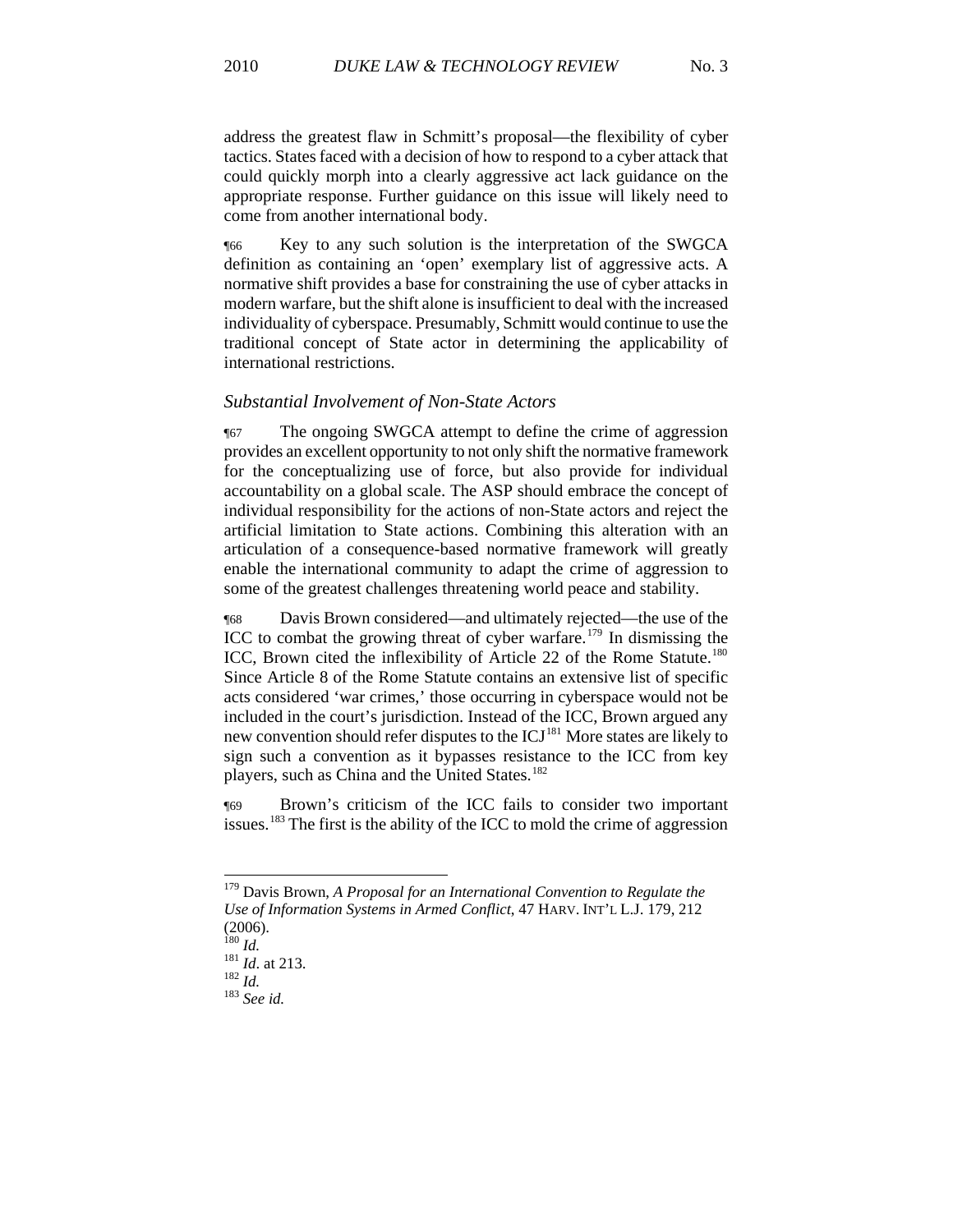address the greatest flaw in Schmitt's proposal—the flexibility of cyber tactics. States faced with a decision of how to respond to a cyber attack that could quickly morph into a clearly aggressive act lack guidance on the appropriate response. Further guidance on this issue will likely need to come from another international body.

¶66 Key to any such solution is the interpretation of the SWGCA definition as containing an 'open' exemplary list of aggressive acts. A normative shift provides a base for constraining the use of cyber attacks in modern warfare, but the shift alone is insufficient to deal with the increased individuality of cyberspace. Presumably, Schmitt would continue to use the traditional concept of State actor in determining the applicability of international restrictions.

### *Substantial Involvement of Non-State Actors*

¶67 The ongoing SWGCA attempt to define the crime of aggression provides an excellent opportunity to not only shift the normative framework for the conceptualizing use of force, but also provide for individual accountability on a global scale. The ASP should embrace the concept of individual responsibility for the actions of non-State actors and reject the artificial limitation to State actions. Combining this alteration with an articulation of a consequence-based normative framework will greatly enable the international community to adapt the crime of aggression to some of the greatest challenges threatening world peace and stability.

¶68 Davis Brown considered—and ultimately rejected—the use of the ICC to combat the growing threat of cyber warfare.[179] In dismissing the ICC, Brown cited the inflexibility of Article 22 of the Rome Statute.[180] Since Article 8 of the Rome Statute contains an extensive list of specific acts considered 'war crimes,' those occurring in cyberspace would not be included in the court's jurisdiction. Instead of the ICC, Brown argued any new convention should refer disputes to the ICJ[181] More states are likely to sign such a convention as it bypasses resistance to the ICC from key players, such as China and the United States.[182]

¶69 Brown's criticism of the ICC fails to consider two important issues.[183] The first is the ability of the ICC to mold the crime of aggression

---

[179] Davis Brown, *A Proposal for an International Convention to Regulate the Use of Information Systems in Armed Conflict*, 47 HARV. INT'L L.J. 179, 212 (2006).
[180] *Id.*
[181] *Id*. at 213.
[182] *Id.*
[183] *See id.*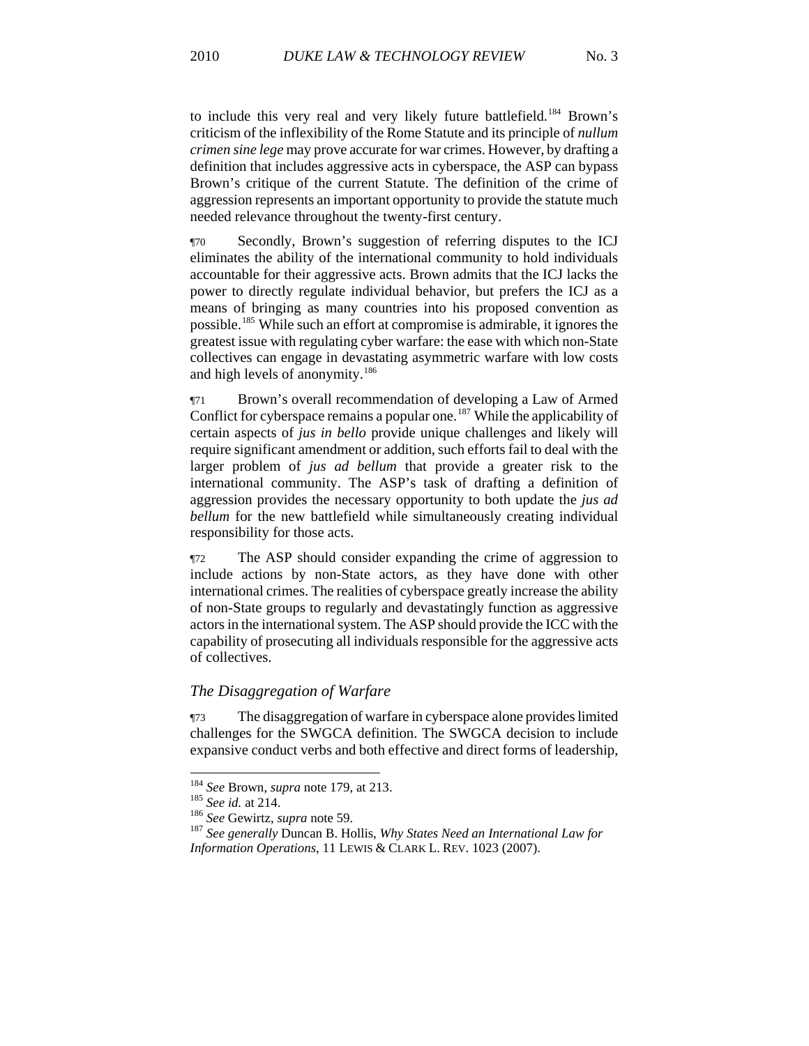to include this very real and very likely future battlefield.[184] Brown's criticism of the inflexibility of the Rome Statute and its principle of *nullum crimen sine lege* may prove accurate for war crimes. However, by drafting a definition that includes aggressive acts in cyberspace, the ASP can bypass Brown's critique of the current Statute. The definition of the crime of aggression represents an important opportunity to provide the statute much needed relevance throughout the twenty-first century.

¶70 Secondly, Brown's suggestion of referring disputes to the ICJ eliminates the ability of the international community to hold individuals accountable for their aggressive acts. Brown admits that the ICJ lacks the power to directly regulate individual behavior, but prefers the ICJ as a means of bringing as many countries into his proposed convention as possible.[185] While such an effort at compromise is admirable, it ignores the greatest issue with regulating cyber warfare: the ease with which non-State collectives can engage in devastating asymmetric warfare with low costs and high levels of anonymity.[186]

¶71 Brown's overall recommendation of developing a Law of Armed Conflict for cyberspace remains a popular one.[187] While the applicability of certain aspects of *jus in bello* provide unique challenges and likely will require significant amendment or addition, such efforts fail to deal with the larger problem of *jus ad bellum* that provide a greater risk to the international community. The ASP's task of drafting a definition of aggression provides the necessary opportunity to both update the *jus ad bellum* for the new battlefield while simultaneously creating individual responsibility for those acts.

¶72 The ASP should consider expanding the crime of aggression to include actions by non-State actors, as they have done with other international crimes. The realities of cyberspace greatly increase the ability of non-State groups to regularly and devastatingly function as aggressive actors in the international system. The ASP should provide the ICC with the capability of prosecuting all individuals responsible for the aggressive acts of collectives.

### *The Disaggregation of Warfare*

¶73 The disaggregation of warfare in cyberspace alone provides limited challenges for the SWGCA definition. The SWGCA decision to include expansive conduct verbs and both effective and direct forms of leadership,

---

[184] *See* Brown, *supra* note 179, at 213.

[185] *See id.* at 214.

[186] *See* Gewirtz, *supra* note 59.

[187] *See generally* Duncan B. Hollis, *Why States Need an International Law for Information Operations*, 11 LEWIS & CLARK L. REV. 1023 (2007).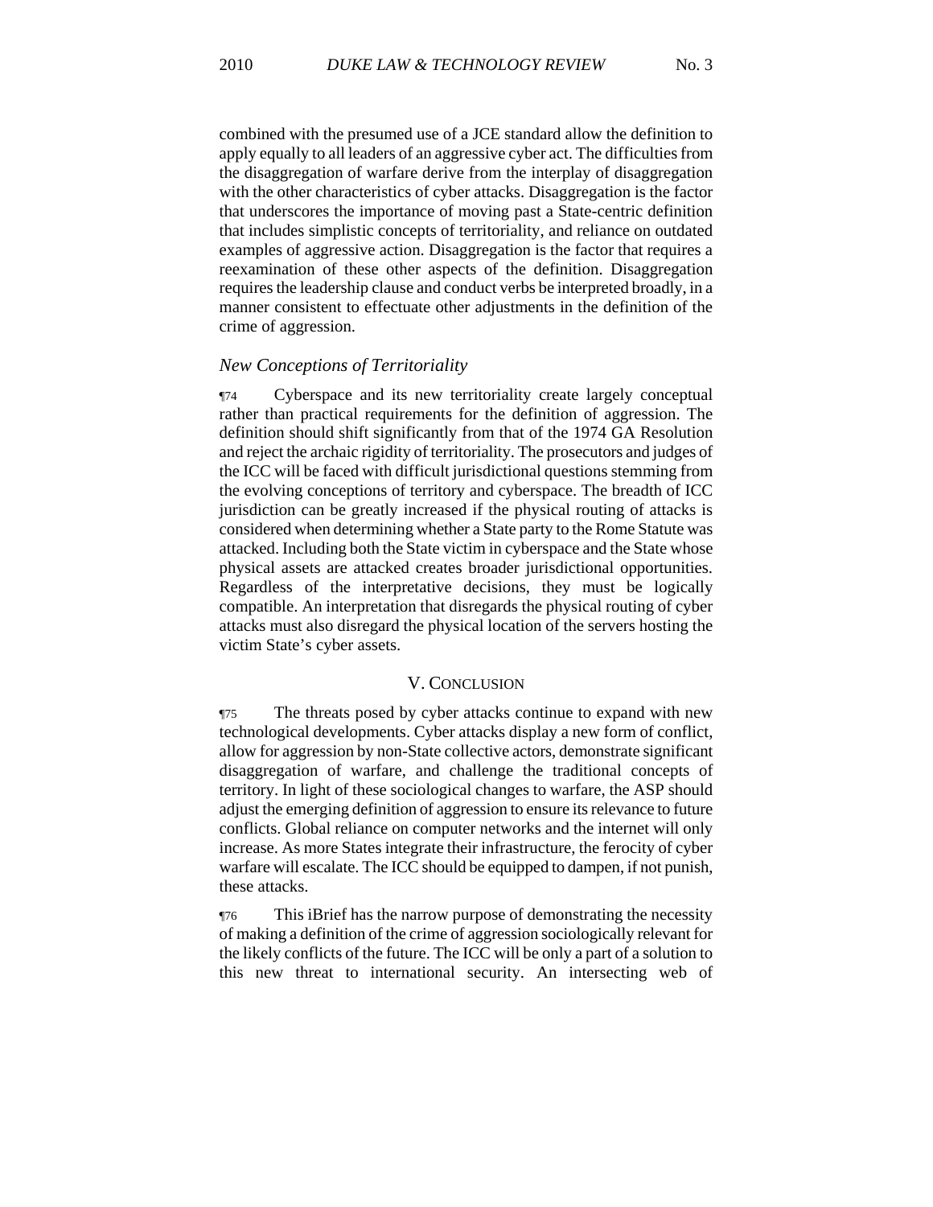combined with the presumed use of a JCE standard allow the definition to apply equally to all leaders of an aggressive cyber act. The difficulties from the disaggregation of warfare derive from the interplay of disaggregation with the other characteristics of cyber attacks. Disaggregation is the factor that underscores the importance of moving past a State-centric definition that includes simplistic concepts of territoriality, and reliance on outdated examples of aggressive action. Disaggregation is the factor that requires a reexamination of these other aspects of the definition. Disaggregation requires the leadership clause and conduct verbs be interpreted broadly, in a manner consistent to effectuate other adjustments in the definition of the crime of aggression.

### *New Conceptions of Territoriality*

¶74 Cyberspace and its new territoriality create largely conceptual rather than practical requirements for the definition of aggression. The definition should shift significantly from that of the 1974 GA Resolution and reject the archaic rigidity of territoriality. The prosecutors and judges of the ICC will be faced with difficult jurisdictional questions stemming from the evolving conceptions of territory and cyberspace. The breadth of ICC jurisdiction can be greatly increased if the physical routing of attacks is considered when determining whether a State party to the Rome Statute was attacked. Including both the State victim in cyberspace and the State whose physical assets are attacked creates broader jurisdictional opportunities. Regardless of the interpretative decisions, they must be logically compatible. An interpretation that disregards the physical routing of cyber attacks must also disregard the physical location of the servers hosting the victim State's cyber assets.

## V. Conclusion

¶75 The threats posed by cyber attacks continue to expand with new technological developments. Cyber attacks display a new form of conflict, allow for aggression by non-State collective actors, demonstrate significant disaggregation of warfare, and challenge the traditional concepts of territory. In light of these sociological changes to warfare, the ASP should adjust the emerging definition of aggression to ensure its relevance to future conflicts. Global reliance on computer networks and the internet will only increase. As more States integrate their infrastructure, the ferocity of cyber warfare will escalate. The ICC should be equipped to dampen, if not punish, these attacks.

¶76 This iBrief has the narrow purpose of demonstrating the necessity of making a definition of the crime of aggression sociologically relevant for the likely conflicts of the future. The ICC will be only a part of a solution to this new threat to international security. An intersecting web of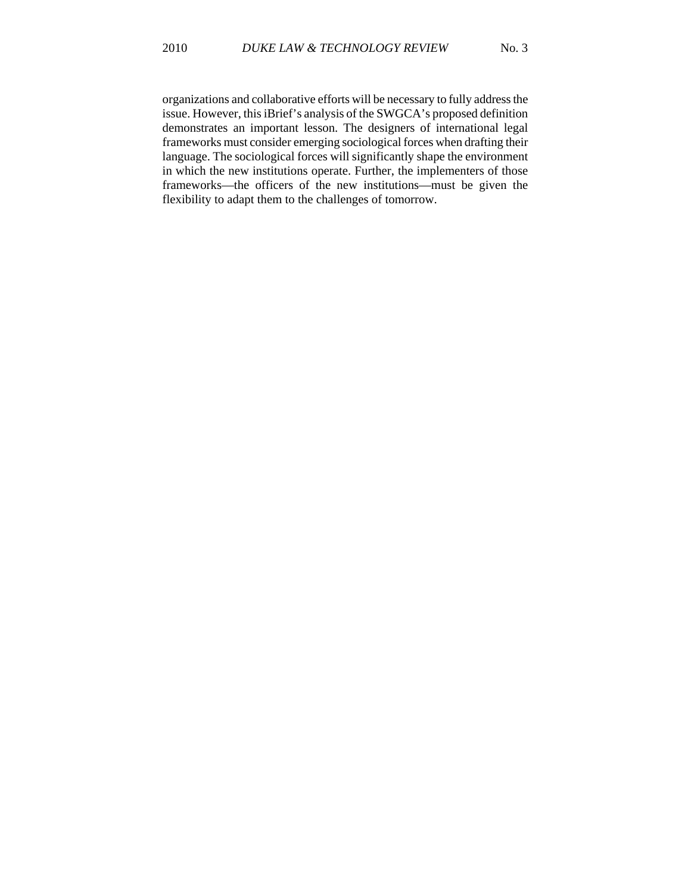organizations and collaborative efforts will be necessary to fully address the issue. However, this iBrief's analysis of the SWGCA's proposed definition demonstrates an important lesson. The designers of international legal frameworks must consider emerging sociological forces when drafting their language. The sociological forces will significantly shape the environment in which the new institutions operate. Further, the implementers of those frameworks—the officers of the new institutions—must be given the flexibility to adapt them to the challenges of tomorrow.